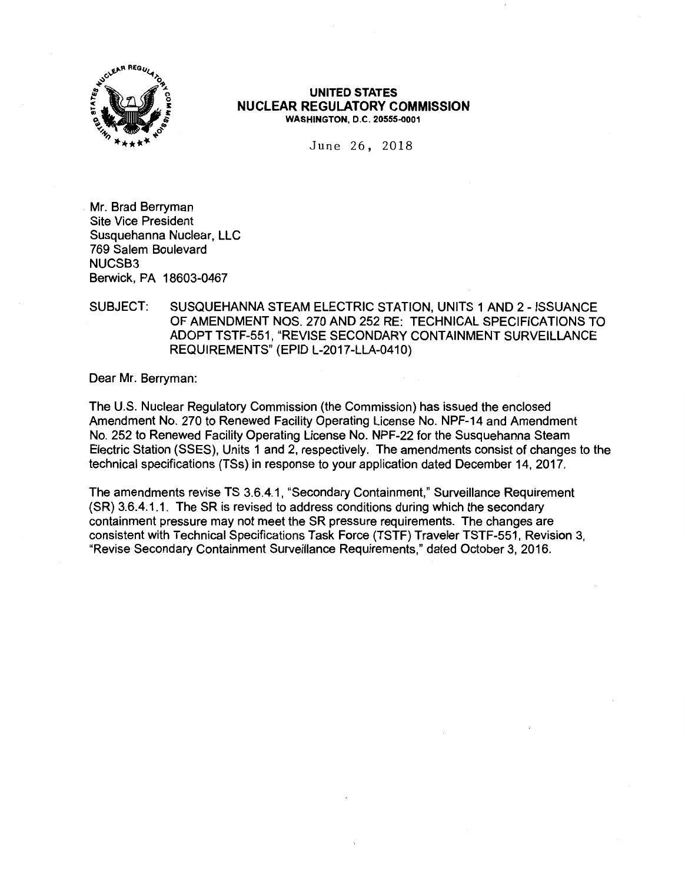**UNITED STATES**
**NUCLEAR REGULATORY COMMISSION**
**WASHINGTON, D.C. 20555-0001**

June 26, 2018

Mr. Brad Berryman
Site Vice President
Susquehanna Nuclear, LLC
769 Salem Boulevard
NUCSB3
Berwick, PA 18603-0467

SUBJECT: SUSQUEHANNA STEAM ELECTRIC STATION, UNITS 1 AND 2 - ISSUANCE OF AMENDMENT NOS. 270 AND 252 RE: TECHNICAL SPECIFICATIONS TO ADOPT TSTF-551, "REVISE SECONDARY CONTAINMENT SURVEILLANCE REQUIREMENTS" (EPID L-2017-LLA-0410)

Dear Mr. Berryman:

The U.S. Nuclear Regulatory Commission (the Commission) has issued the enclosed Amendment No. 270 to Renewed Facility Operating License No. NPF-14 and Amendment No. 252 to Renewed Facility Operating License No. NPF-22 for the Susquehanna Steam Electric Station (SSES), Units 1 and 2, respectively. The amendments consist of changes to the technical specifications (TSs) in response to your application dated December 14, 2017.

The amendments revise TS 3.6.4.1, "Secondary Containment," Surveillance Requirement (SR) 3.6.4.1.1. The SR is revised to address conditions during which the secondary containment pressure may not meet the SR pressure requirements. The changes are consistent with Technical Specifications Task Force (TSTF) Traveler TSTF-551, Revision 3, "Revise Secondary Containment Surveillance Requirements," dated October 3, 2016.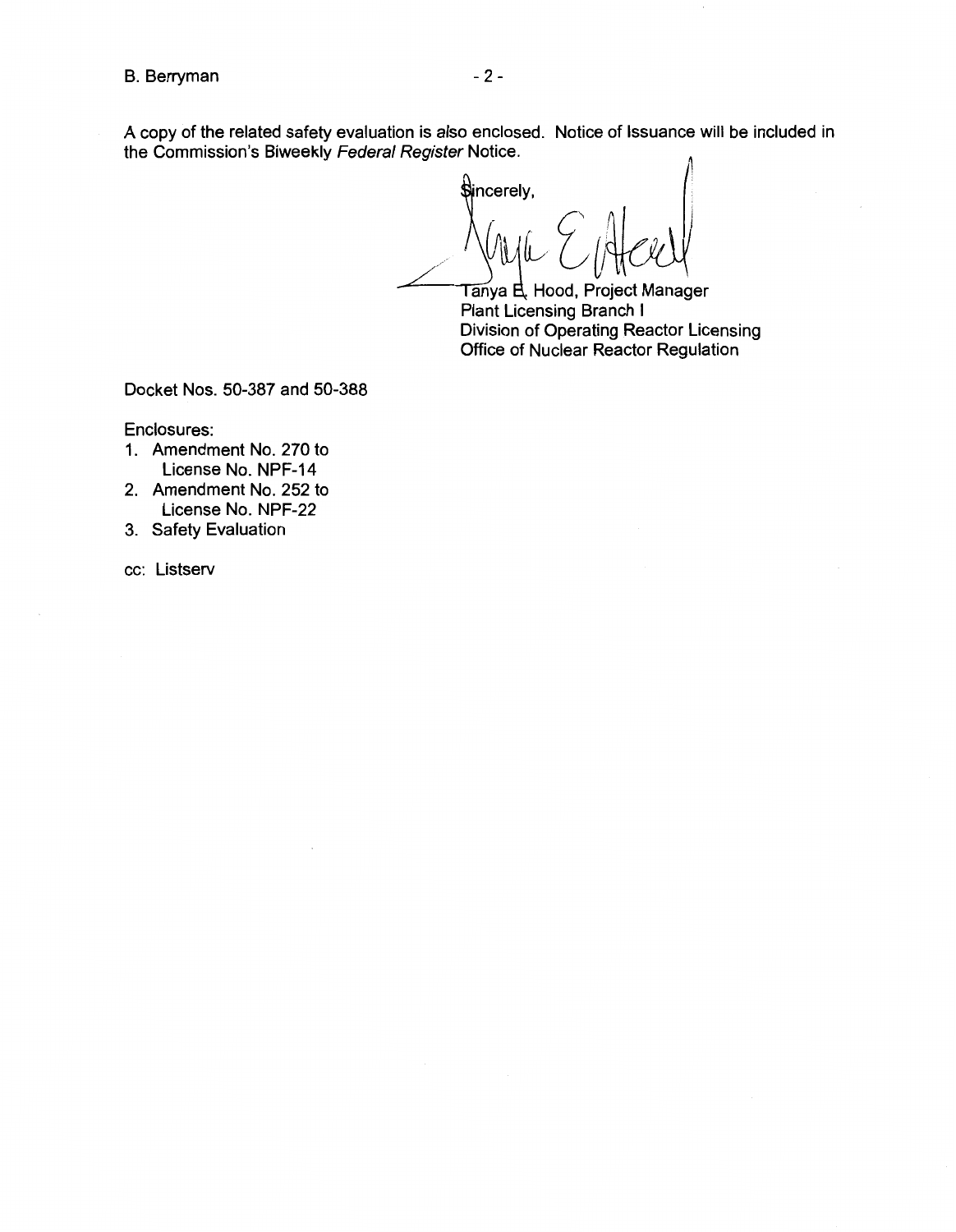A copy of the related safety evaluation is also enclosed. Notice of Issuance will be included in the Commission's Biweekly *Federal Register* Notice.

Sincerely,

Tanya E. Hood, Project Manager
Plant Licensing Branch I
Division of Operating Reactor Licensing
Office of Nuclear Reactor Regulation

Docket Nos. 50-387 and 50-388

Enclosures:

1. Amendment No. 270 to License No. NPF-14
2. Amendment No. 252 to License No. NPF-22
3. Safety Evaluation

cc: Listserv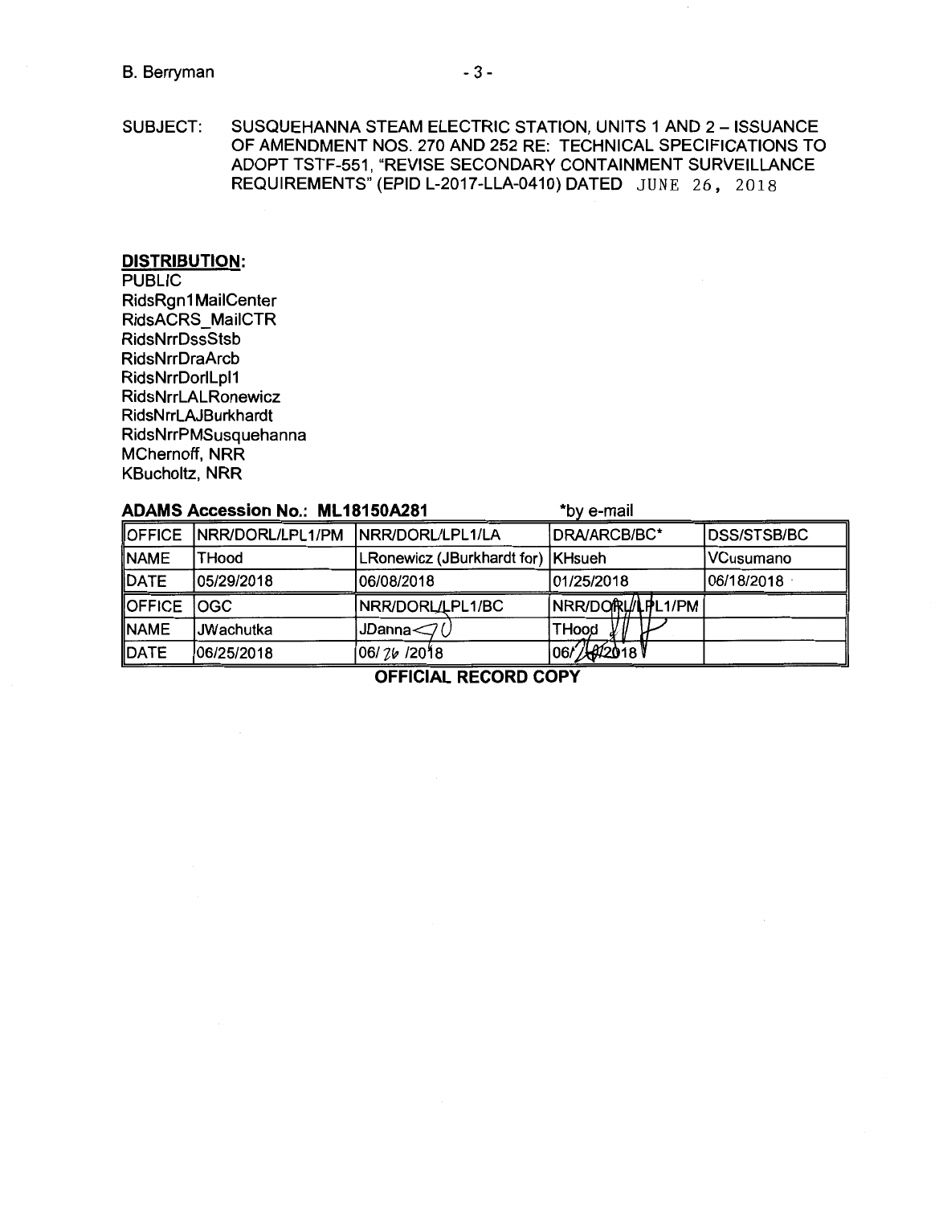SUBJECT: SUSQUEHANNA STEAM ELECTRIC STATION, UNITS 1 AND 2 – ISSUANCE OF AMENDMENT NOS. 270 AND 252 RE: TECHNICAL SPECIFICATIONS TO ADOPT TSTF-551, "REVISE SECONDARY CONTAINMENT SURVEILLANCE REQUIREMENTS" (EPID L-2017-LLA-0410) DATED JUNE 26, 2018

**DISTRIBUTION:**

PUBLIC
RidsRgn1MailCenter
RidsACRS_MailCTR
RidsNrrDssStsb
RidsNrrDraArcb
RidsNrrDorlLpl1
RidsNrrLALRonewicz
RidsNrrLAJBurkhardt
RidsNrrPMSusquehanna
MChernoff, NRR
KBucholtz, NRR

**ADAMS Accession No.: ML18150A281** *by e-mail

| OFFICE | NRR/DORL/LPL1/PM | NRR/DORL/LPL1/LA | DRA/ARCB/BC* | DSS/STSB/BC |
|---|---|---|---|---|
| NAME | THood | LRonewicz (JBurkhardt for) | KHsueh | VCusumano |
| DATE | 05/29/2018 | 06/08/2018 | 01/25/2018 | 06/18/2018 |
| OFFICE | OGC | NRR/DORL/LPL1/BC | NRR/DORL/LPL1/PM | |
| NAME | JWachutka | JDanna | THood | |
| DATE | 06/25/2018 | 06/26/2018 | 06/26/2018 | |

**OFFICIAL RECORD COPY**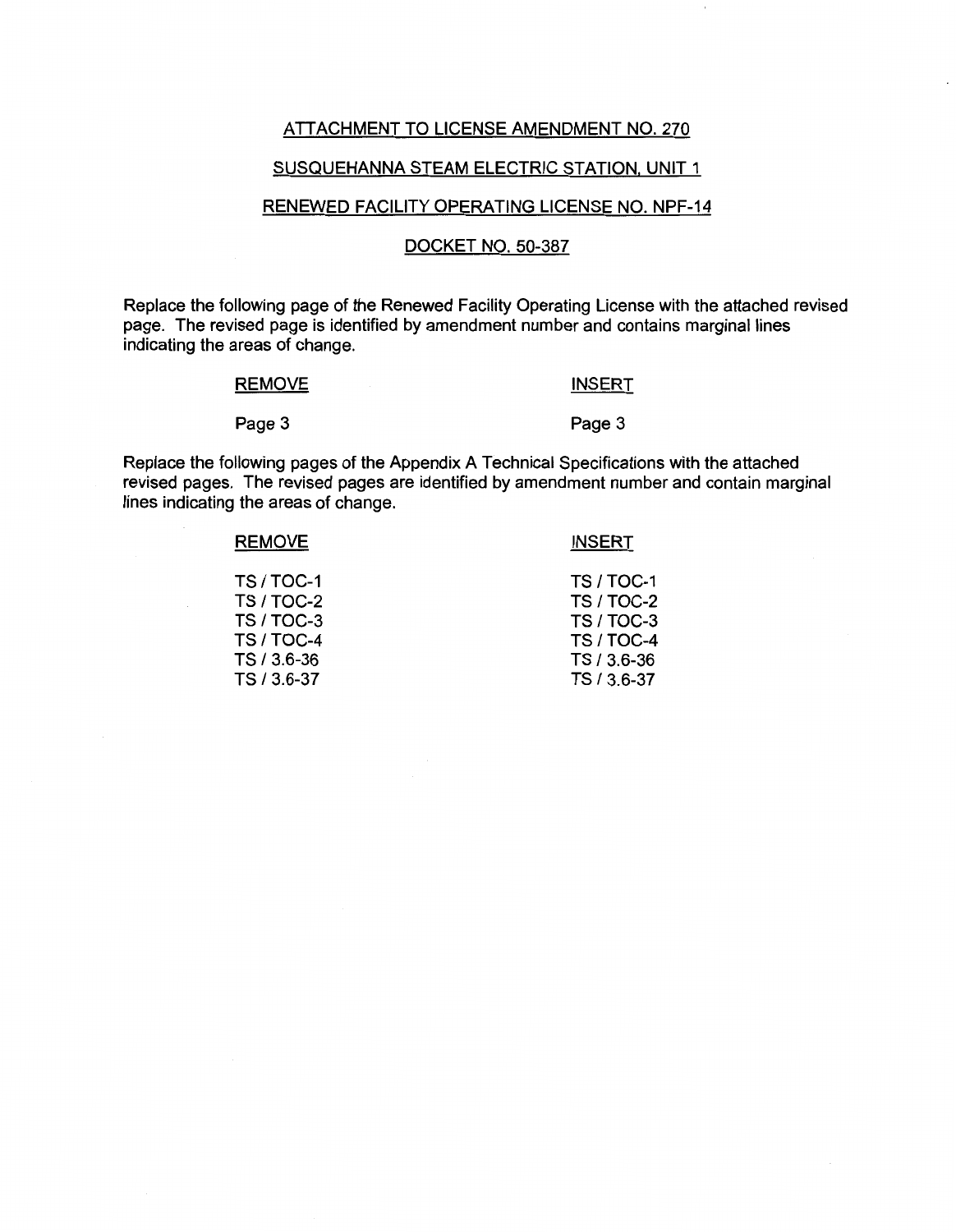ATTACHMENT TO LICENSE AMENDMENT NO. 270

SUSQUEHANNA STEAM ELECTRIC STATION, UNIT 1

RENEWED FACILITY OPERATING LICENSE NO. NPF-14

DOCKET NO. 50-387

Replace the following page of the Renewed Facility Operating License with the attached revised page. The revised page is identified by amendment number and contains marginal lines indicating the areas of change.

| REMOVE | INSERT |
|---|---|
| Page 3 | Page 3 |

Replace the following pages of the Appendix A Technical Specifications with the attached revised pages. The revised pages are identified by amendment number and contain marginal lines indicating the areas of change.

| REMOVE | INSERT |
|---|---|
| TS / TOC-1 | TS / TOC-1 |
| TS / TOC-2 | TS / TOC-2 |
| TS / TOC-3 | TS / TOC-3 |
| TS / TOC-4 | TS / TOC-4 |
| TS / 3.6-36 | TS / 3.6-36 |
| TS / 3.6-37 | TS / 3.6-37 |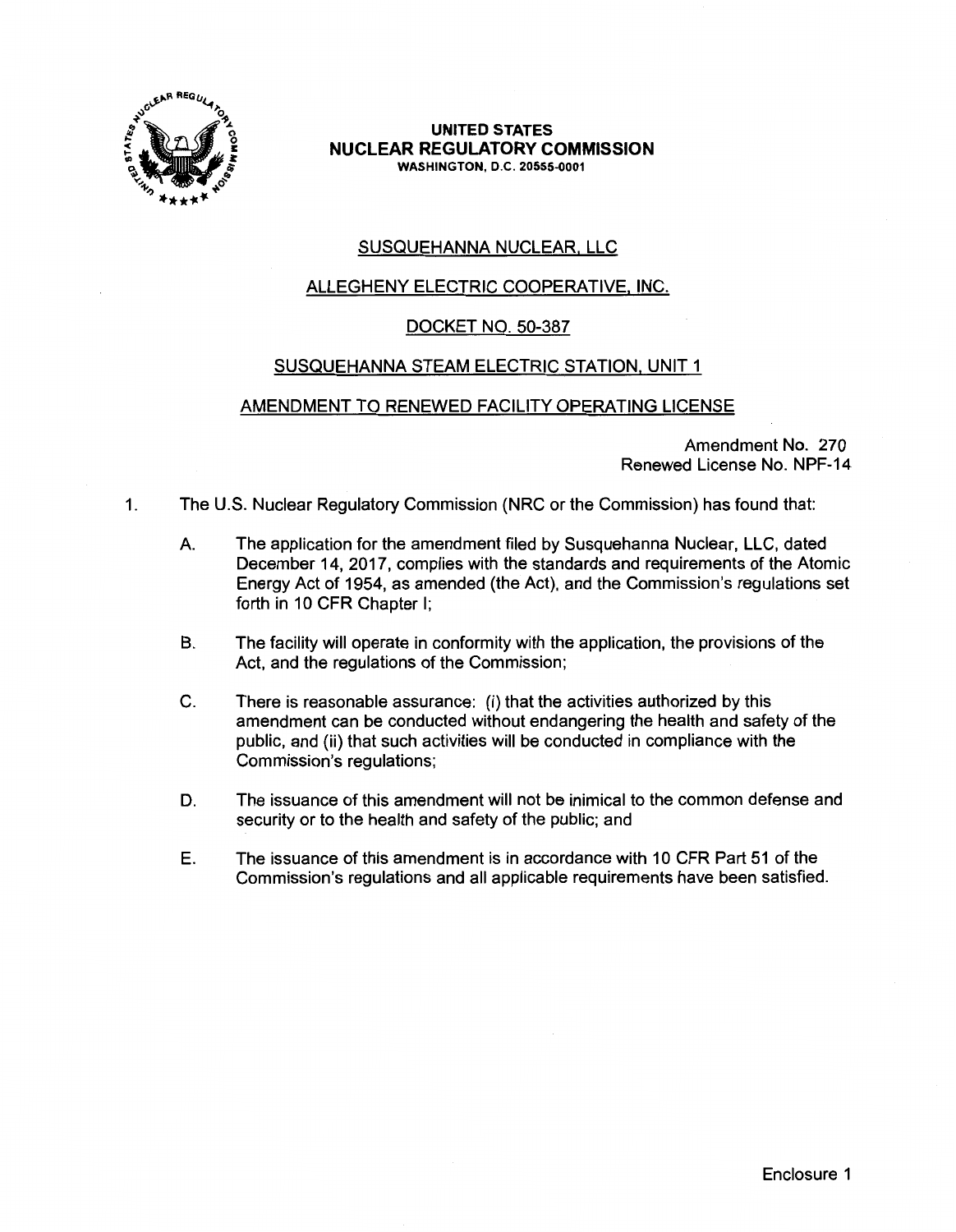**UNITED STATES**
**NUCLEAR REGULATORY COMMISSION**
**WASHINGTON, D.C. 20555-0001**

SUSQUEHANNA NUCLEAR, LLC

ALLEGHENY ELECTRIC COOPERATIVE, INC.

DOCKET NO. 50-387

SUSQUEHANNA STEAM ELECTRIC STATION, UNIT 1

AMENDMENT TO RENEWED FACILITY OPERATING LICENSE

Amendment No. 270
Renewed License No. NPF-14

1. The U.S. Nuclear Regulatory Commission (NRC or the Commission) has found that:

   A. The application for the amendment filed by Susquehanna Nuclear, LLC, dated December 14, 2017, complies with the standards and requirements of the Atomic Energy Act of 1954, as amended (the Act), and the Commission's regulations set forth in 10 CFR Chapter I;

   B. The facility will operate in conformity with the application, the provisions of the Act, and the regulations of the Commission;

   C. There is reasonable assurance: (i) that the activities authorized by this amendment can be conducted without endangering the health and safety of the public, and (ii) that such activities will be conducted in compliance with the Commission's regulations;

   D. The issuance of this amendment will not be inimical to the common defense and security or to the health and safety of the public; and

   E. The issuance of this amendment is in accordance with 10 CFR Part 51 of the Commission's regulations and all applicable requirements have been satisfied.

Enclosure 1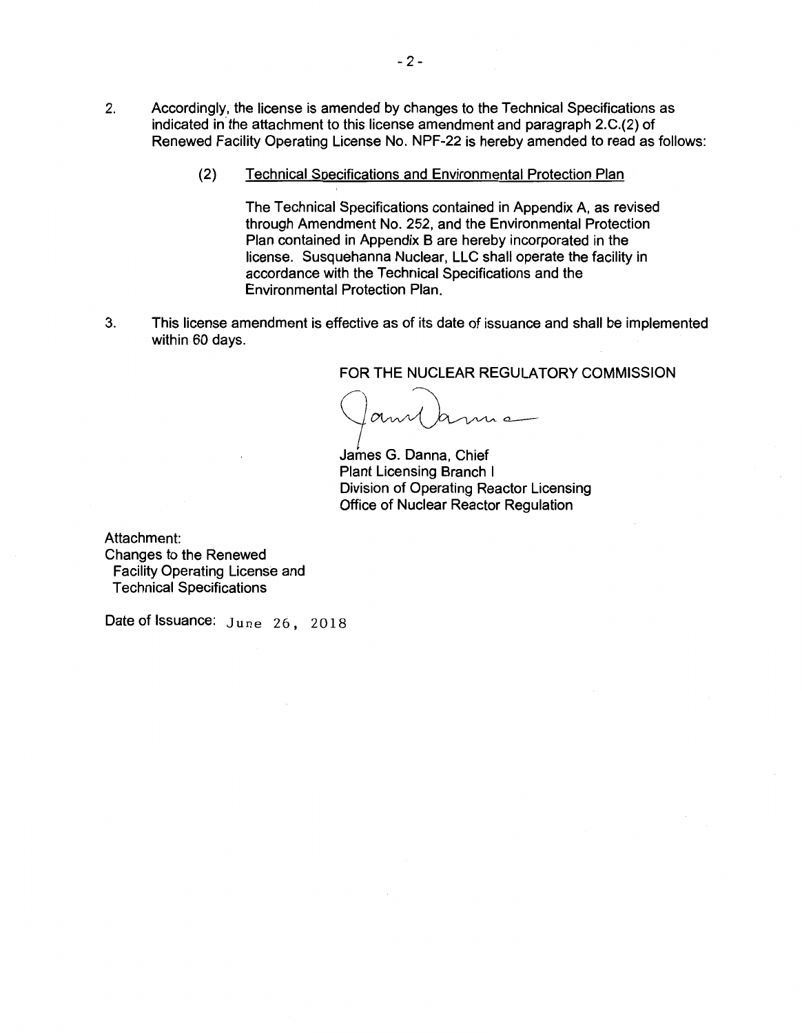2. Accordingly, the license is amended by changes to the Technical Specifications as indicated in the attachment to this license amendment and paragraph 2.C.(2) of Renewed Facility Operating License No. NPF-22 is hereby amended to read as follows:

   (2) Technical Specifications and Environmental Protection Plan

   The Technical Specifications contained in Appendix A, as revised through Amendment No. 252, and the Environmental Protection Plan contained in Appendix B are hereby incorporated in the license. Susquehanna Nuclear, LLC shall operate the facility in accordance with the Technical Specifications and the Environmental Protection Plan.

3. This license amendment is effective as of its date of issuance and shall be implemented within 60 days.

FOR THE NUCLEAR REGULATORY COMMISSION

James G. Danna, Chief
Plant Licensing Branch I
Division of Operating Reactor Licensing
Office of Nuclear Reactor Regulation

Attachment:
Changes to the Renewed Facility Operating License and Technical Specifications

Date of Issuance: June 26, 2018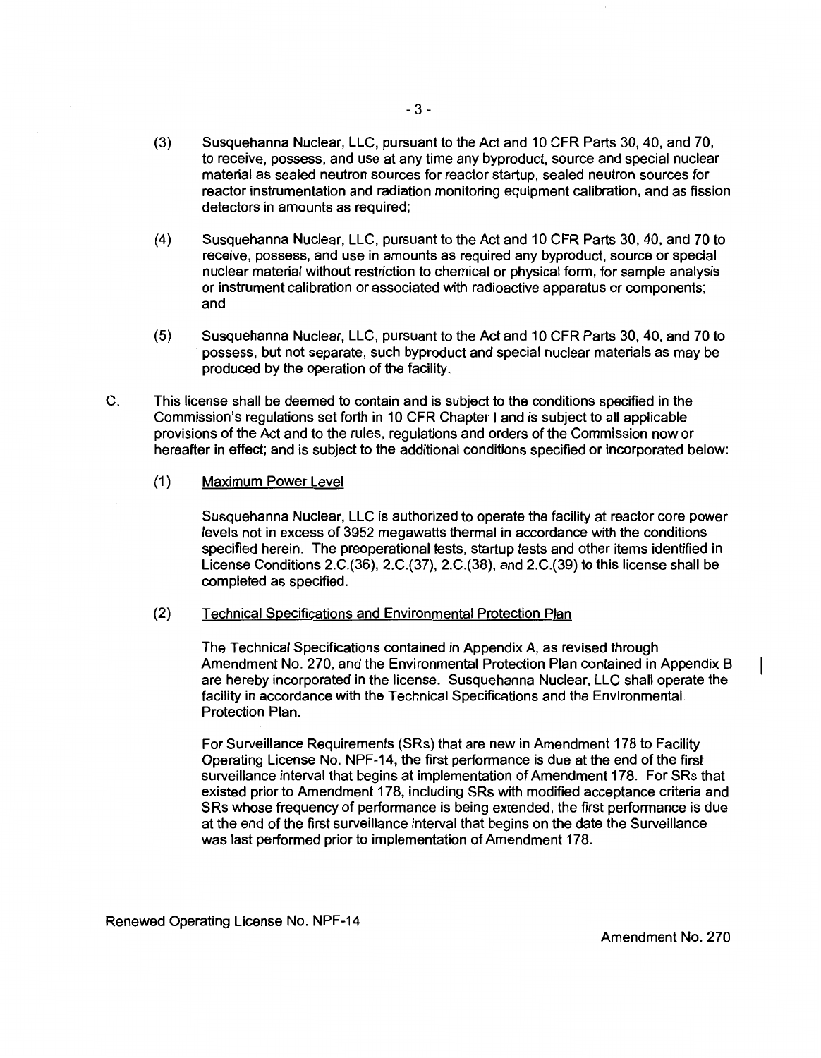(3) Susquehanna Nuclear, LLC, pursuant to the Act and 10 CFR Parts 30, 40, and 70, to receive, possess, and use at any time any byproduct, source and special nuclear material as sealed neutron sources for reactor startup, sealed neutron sources for reactor instrumentation and radiation monitoring equipment calibration, and as fission detectors in amounts as required;

(4) Susquehanna Nuclear, LLC, pursuant to the Act and 10 CFR Parts 30, 40, and 70 to receive, possess, and use in amounts as required any byproduct, source or special nuclear material without restriction to chemical or physical form, for sample analysis or instrument calibration or associated with radioactive apparatus or components; and

(5) Susquehanna Nuclear, LLC, pursuant to the Act and 10 CFR Parts 30, 40, and 70 to possess, but not separate, such byproduct and special nuclear materials as may be produced by the operation of the facility.

C. This license shall be deemed to contain and is subject to the conditions specified in the Commission's regulations set forth in 10 CFR Chapter I and is subject to all applicable provisions of the Act and to the rules, regulations and orders of the Commission now or hereafter in effect; and is subject to the additional conditions specified or incorporated below:

(1) Maximum Power Level

Susquehanna Nuclear, LLC is authorized to operate the facility at reactor core power levels not in excess of 3952 megawatts thermal in accordance with the conditions specified herein. The preoperational tests, startup tests and other items identified in License Conditions 2.C.(36), 2.C.(37), 2.C.(38), and 2.C.(39) to this license shall be completed as specified.

(2) Technical Specifications and Environmental Protection Plan

The Technical Specifications contained in Appendix A, as revised through Amendment No. 270, and the Environmental Protection Plan contained in Appendix B are hereby incorporated in the license. Susquehanna Nuclear, LLC shall operate the facility in accordance with the Technical Specifications and the Environmental Protection Plan.

For Surveillance Requirements (SRs) that are new in Amendment 178 to Facility Operating License No. NPF-14, the first performance is due at the end of the first surveillance interval that begins at implementation of Amendment 178. For SRs that existed prior to Amendment 178, including SRs with modified acceptance criteria and SRs whose frequency of performance is being extended, the first performance is due at the end of the first surveillance interval that begins on the date the Surveillance was last performed prior to implementation of Amendment 178.

Renewed Operating License No. NPF-14

Amendment No. 270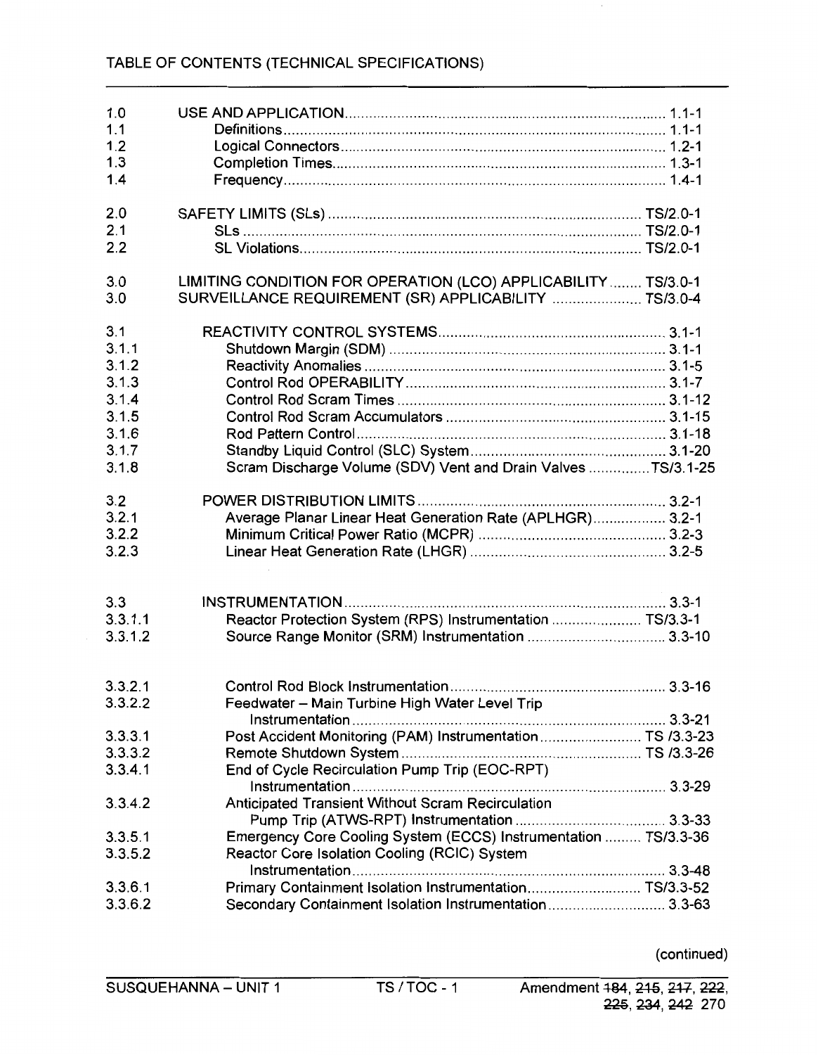TABLE OF CONTENTS (TECHNICAL SPECIFICATIONS)

| | | |
|---|---|---|
| 1.0 | USE AND APPLICATION | 1.1-1 |
| 1.1 | Definitions | 1.1-1 |
| 1.2 | Logical Connectors | 1.2-1 |
| 1.3 | Completion Times | 1.3-1 |
| 1.4 | Frequency | 1.4-1 |
| | | |
| 2.0 | SAFETY LIMITS (SLs) | TS/2.0-1 |
| 2.1 | SLs | TS/2.0-1 |
| 2.2 | SL Violations | TS/2.0-1 |
| | | |
| 3.0 | LIMITING CONDITION FOR OPERATION (LCO) APPLICABILITY | TS/3.0-1 |
| 3.0 | SURVEILLANCE REQUIREMENT (SR) APPLICABILITY | TS/3.0-4 |
| | | |
| 3.1 | REACTIVITY CONTROL SYSTEMS | 3.1-1 |
| 3.1.1 | Shutdown Margin (SDM) | 3.1-1 |
| 3.1.2 | Reactivity Anomalies | 3.1-5 |
| 3.1.3 | Control Rod OPERABILITY | 3.1-7 |
| 3.1.4 | Control Rod Scram Times | 3.1-12 |
| 3.1.5 | Control Rod Scram Accumulators | 3.1-15 |
| 3.1.6 | Rod Pattern Control | 3.1-18 |
| 3.1.7 | Standby Liquid Control (SLC) System | 3.1-20 |
| 3.1.8 | Scram Discharge Volume (SDV) Vent and Drain Valves | TS/3.1-25 |
| | | |
| 3.2 | POWER DISTRIBUTION LIMITS | 3.2-1 |
| 3.2.1 | Average Planar Linear Heat Generation Rate (APLHGR) | 3.2-1 |
| 3.2.2 | Minimum Critical Power Ratio (MCPR) | 3.2-3 |
| 3.2.3 | Linear Heat Generation Rate (LHGR) | 3.2-5 |
| | | |
| 3.3 | INSTRUMENTATION | 3.3-1 |
| 3.3.1.1 | Reactor Protection System (RPS) Instrumentation | TS/3.3-1 |
| 3.3.1.2 | Source Range Monitor (SRM) Instrumentation | 3.3-10 |
| | | |
| 3.3.2.1 | Control Rod Block Instrumentation | 3.3-16 |
| 3.3.2.2 | Feedwater – Main Turbine High Water Level Trip Instrumentation | 3.3-21 |
| 3.3.3.1 | Post Accident Monitoring (PAM) Instrumentation | TS /3.3-23 |
| 3.3.3.2 | Remote Shutdown System | TS /3.3-26 |
| 3.3.4.1 | End of Cycle Recirculation Pump Trip (EOC-RPT) Instrumentation | 3.3-29 |
| 3.3.4.2 | Anticipated Transient Without Scram Recirculation Pump Trip (ATWS-RPT) Instrumentation | 3.3-33 |
| 3.3.5.1 | Emergency Core Cooling System (ECCS) Instrumentation | TS/3.3-36 |
| 3.3.5.2 | Reactor Core Isolation Cooling (RCIC) System Instrumentation | 3.3-48 |
| 3.3.6.1 | Primary Containment Isolation Instrumentation | TS/3.3-52 |
| 3.3.6.2 | Secondary Containment Isolation Instrumentation | 3.3-63 |

(continued)

SUSQUEHANNA – UNIT 1 TS / TOC - 1 Amendment ~~184~~, ~~215~~, ~~217~~, ~~222~~, ~~225~~, ~~234~~, ~~242~~ 270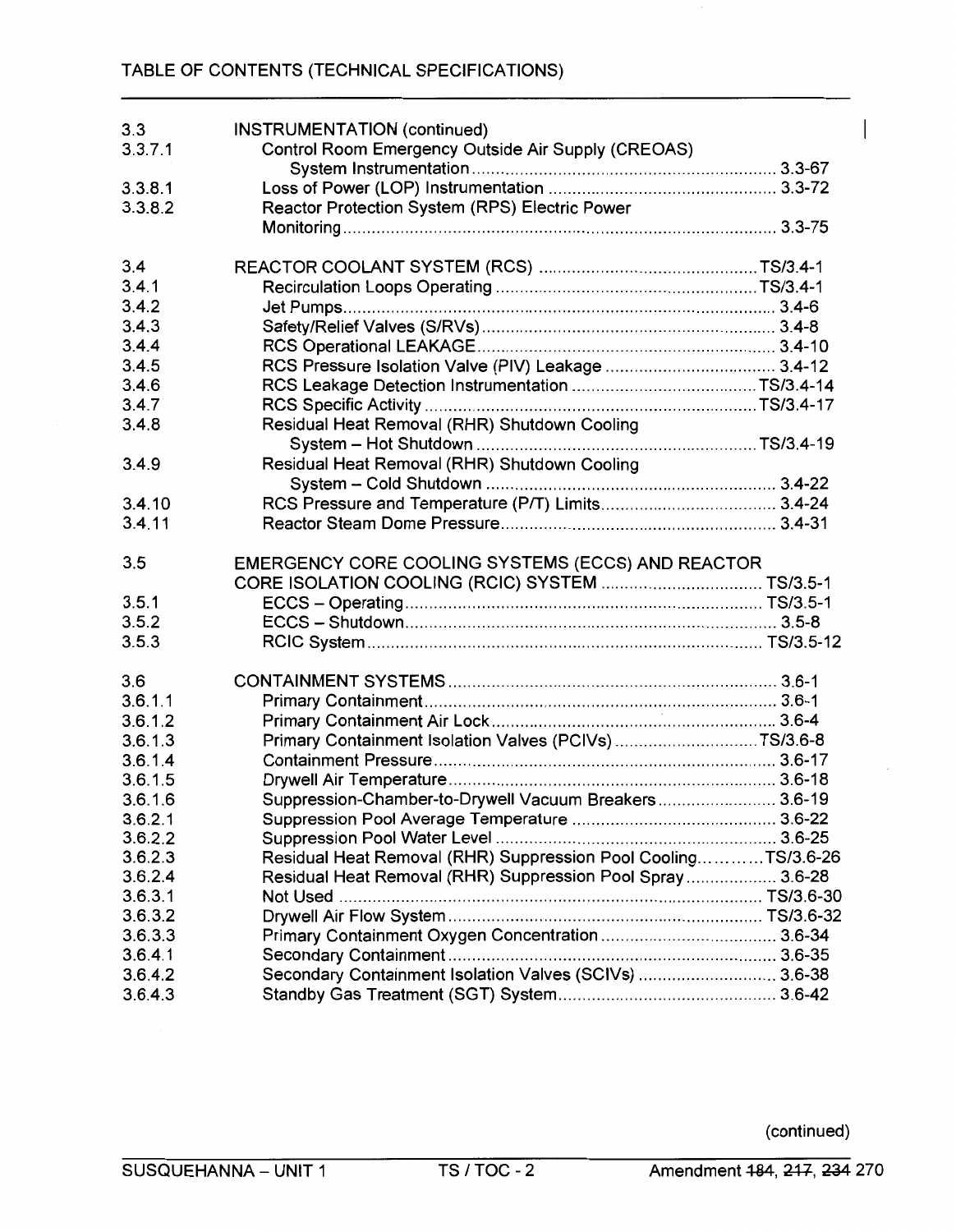TABLE OF CONTENTS (TECHNICAL SPECIFICATIONS)

| | | |
|---|---|---|
| 3.3 | INSTRUMENTATION (continued) | |
| 3.3.7.1 | Control Room Emergency Outside Air Supply (CREOAS) System Instrumentation | 3.3-67 |
| 3.3.8.1 | Loss of Power (LOP) Instrumentation | 3.3-72 |
| 3.3.8.2 | Reactor Protection System (RPS) Electric Power Monitoring | 3.3-75 |
| | | |
| 3.4 | REACTOR COOLANT SYSTEM (RCS) | TS/3.4-1 |
| 3.4.1 | Recirculation Loops Operating | TS/3.4-1 |
| 3.4.2 | Jet Pumps | 3.4-6 |
| 3.4.3 | Safety/Relief Valves (S/RVs) | 3.4-8 |
| 3.4.4 | RCS Operational LEAKAGE | 3.4-10 |
| 3.4.5 | RCS Pressure Isolation Valve (PIV) Leakage | 3.4-12 |
| 3.4.6 | RCS Leakage Detection Instrumentation | TS/3.4-14 |
| 3.4.7 | RCS Specific Activity | TS/3.4-17 |
| 3.4.8 | Residual Heat Removal (RHR) Shutdown Cooling System – Hot Shutdown | TS/3.4-19 |
| 3.4.9 | Residual Heat Removal (RHR) Shutdown Cooling System – Cold Shutdown | 3.4-22 |
| 3.4.10 | RCS Pressure and Temperature (P/T) Limits | 3.4-24 |
| 3.4.11 | Reactor Steam Dome Pressure | 3.4-31 |
| | | |
| 3.5 | EMERGENCY CORE COOLING SYSTEMS (ECCS) AND REACTOR CORE ISOLATION COOLING (RCIC) SYSTEM | TS/3.5-1 |
| 3.5.1 | ECCS – Operating | TS/3.5-1 |
| 3.5.2 | ECCS – Shutdown | 3.5-8 |
| 3.5.3 | RCIC System | TS/3.5-12 |
| | | |
| 3.6 | CONTAINMENT SYSTEMS | 3.6-1 |
| 3.6.1.1 | Primary Containment | 3.6-1 |
| 3.6.1.2 | Primary Containment Air Lock | 3.6-4 |
| 3.6.1.3 | Primary Containment Isolation Valves (PCIVs) | TS/3.6-8 |
| 3.6.1.4 | Containment Pressure | 3.6-17 |
| 3.6.1.5 | Drywell Air Temperature | 3.6-18 |
| 3.6.1.6 | Suppression-Chamber-to-Drywell Vacuum Breakers | 3.6-19 |
| 3.6.2.1 | Suppression Pool Average Temperature | 3.6-22 |
| 3.6.2.2 | Suppression Pool Water Level | 3.6-25 |
| 3.6.2.3 | Residual Heat Removal (RHR) Suppression Pool Cooling | TS/3.6-26 |
| 3.6.2.4 | Residual Heat Removal (RHR) Suppression Pool Spray | 3.6-28 |
| 3.6.3.1 | Not Used | TS/3.6-30 |
| 3.6.3.2 | Drywell Air Flow System | TS/3.6-32 |
| 3.6.3.3 | Primary Containment Oxygen Concentration | 3.6-34 |
| 3.6.4.1 | Secondary Containment | 3.6-35 |
| 3.6.4.2 | Secondary Containment Isolation Valves (SCIVs) | 3.6-38 |
| 3.6.4.3 | Standby Gas Treatment (SGT) System | 3.6-42 |

(continued)

SUSQUEHANNA – UNIT 1 TS / TOC - 2 Amendment ~~184~~, ~~217~~, ~~234~~ 270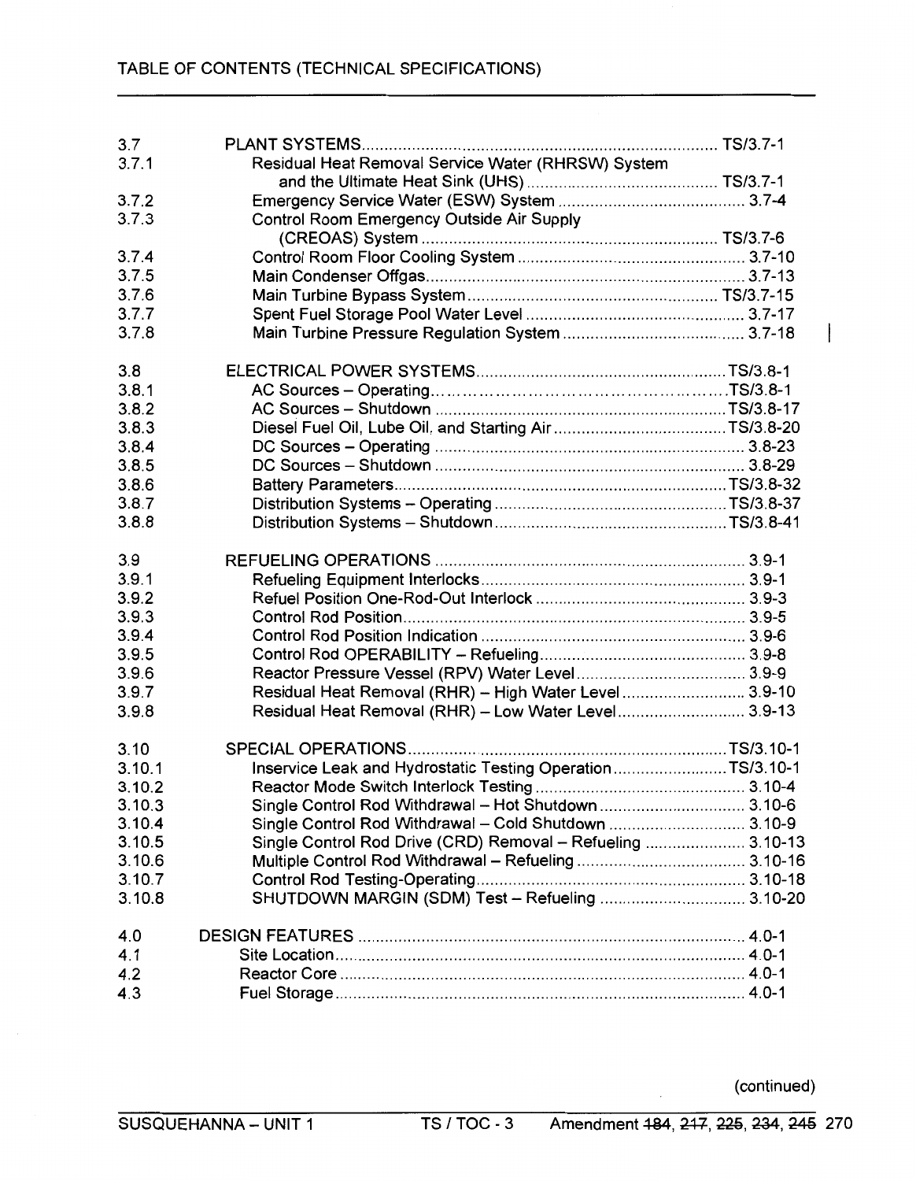## TABLE OF CONTENTS (TECHNICAL SPECIFICATIONS)

| | | |
|---|---|---|
| 3.7 | PLANT SYSTEMS | TS/3.7-1 |
| 3.7.1 | Residual Heat Removal Service Water (RHRSW) System and the Ultimate Heat Sink (UHS) | TS/3.7-1 |
| 3.7.2 | Emergency Service Water (ESW) System | 3.7-4 |
| 3.7.3 | Control Room Emergency Outside Air Supply (CREOAS) System | TS/3.7-6 |
| 3.7.4 | Control Room Floor Cooling System | 3.7-10 |
| 3.7.5 | Main Condenser Offgas | 3.7-13 |
| 3.7.6 | Main Turbine Bypass System | TS/3.7-15 |
| 3.7.7 | Spent Fuel Storage Pool Water Level | 3.7-17 |
| 3.7.8 | Main Turbine Pressure Regulation System | 3.7-18 |
| | | |
| 3.8 | ELECTRICAL POWER SYSTEMS | TS/3.8-1 |
| 3.8.1 | AC Sources – Operating | TS/3.8-1 |
| 3.8.2 | AC Sources – Shutdown | TS/3.8-17 |
| 3.8.3 | Diesel Fuel Oil, Lube Oil, and Starting Air | TS/3.8-20 |
| 3.8.4 | DC Sources – Operating | 3.8-23 |
| 3.8.5 | DC Sources – Shutdown | 3.8-29 |
| 3.8.6 | Battery Parameters | TS/3.8-32 |
| 3.8.7 | Distribution Systems – Operating | TS/3.8-37 |
| 3.8.8 | Distribution Systems – Shutdown | TS/3.8-41 |
| | | |
| 3.9 | REFUELING OPERATIONS | 3.9-1 |
| 3.9.1 | Refueling Equipment Interlocks | 3.9-1 |
| 3.9.2 | Refuel Position One-Rod-Out Interlock | 3.9-3 |
| 3.9.3 | Control Rod Position | 3.9-5 |
| 3.9.4 | Control Rod Position Indication | 3.9-6 |
| 3.9.5 | Control Rod OPERABILITY – Refueling | 3.9-8 |
| 3.9.6 | Reactor Pressure Vessel (RPV) Water Level | 3.9-9 |
| 3.9.7 | Residual Heat Removal (RHR) – High Water Level | 3.9-10 |
| 3.9.8 | Residual Heat Removal (RHR) – Low Water Level | 3.9-13 |
| | | |
| 3.10 | SPECIAL OPERATIONS | TS/3.10-1 |
| 3.10.1 | Inservice Leak and Hydrostatic Testing Operation | TS/3.10-1 |
| 3.10.2 | Reactor Mode Switch Interlock Testing | 3.10-4 |
| 3.10.3 | Single Control Rod Withdrawal – Hot Shutdown | 3.10-6 |
| 3.10.4 | Single Control Rod Withdrawal – Cold Shutdown | 3.10-9 |
| 3.10.5 | Single Control Rod Drive (CRD) Removal – Refueling | 3.10-13 |
| 3.10.6 | Multiple Control Rod Withdrawal – Refueling | 3.10-16 |
| 3.10.7 | Control Rod Testing-Operating | 3.10-18 |
| 3.10.8 | SHUTDOWN MARGIN (SDM) Test – Refueling | 3.10-20 |
| | | |
| 4.0 | DESIGN FEATURES | 4.0-1 |
| 4.1 | Site Location | 4.0-1 |
| 4.2 | Reactor Core | 4.0-1 |
| 4.3 | Fuel Storage | 4.0-1 |

(continued)

SUSQUEHANNA – UNIT 1 TS / TOC - 3 Amendment ~~184~~, ~~217~~, ~~225~~, ~~234~~, ~~245~~ 270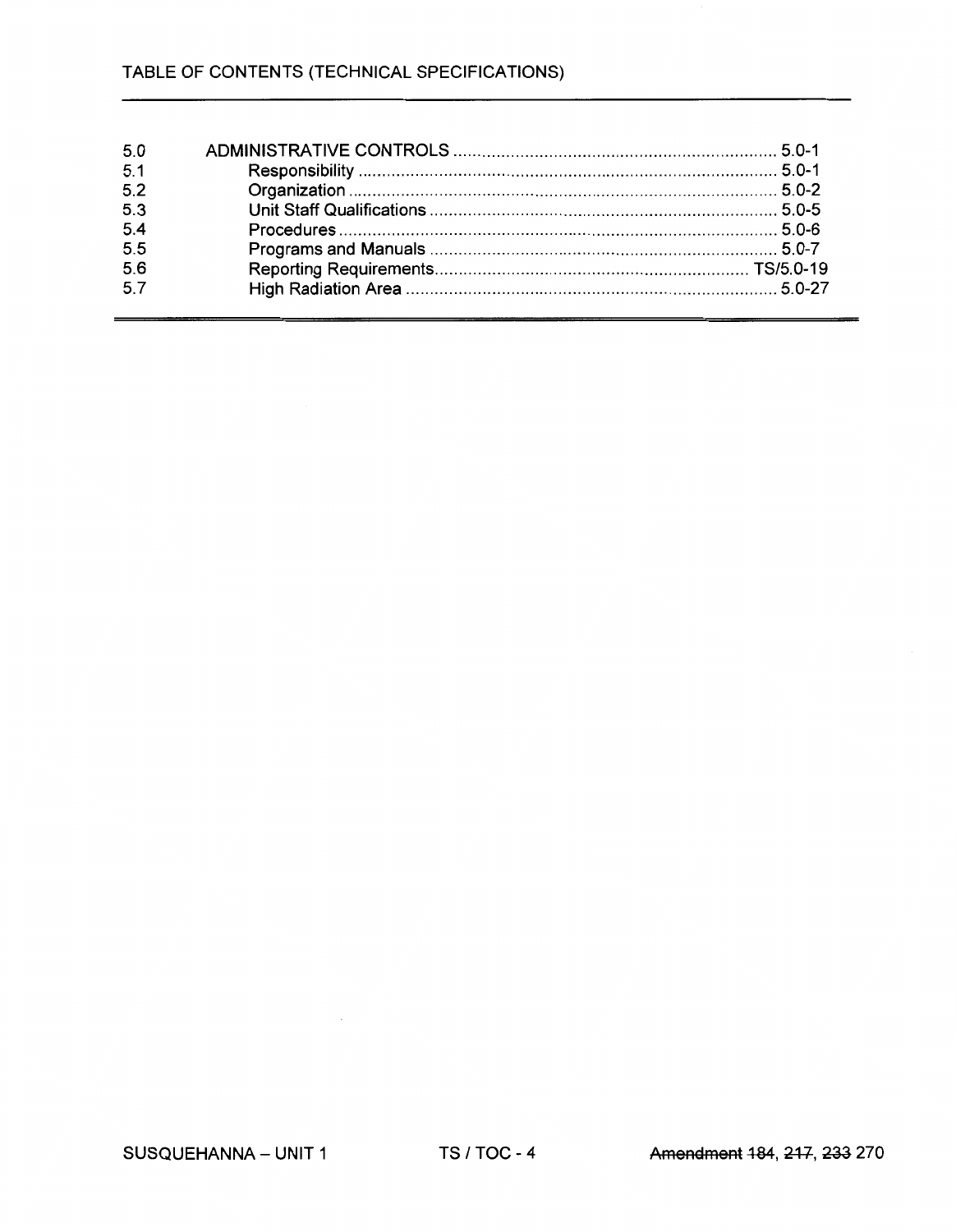TABLE OF CONTENTS (TECHNICAL SPECIFICATIONS)

| | | |
|---|---|---|
| 5.0 | ADMINISTRATIVE CONTROLS | 5.0-1 |
| 5.1 | Responsibility | 5.0-1 |
| 5.2 | Organization | 5.0-2 |
| 5.3 | Unit Staff Qualifications | 5.0-5 |
| 5.4 | Procedures | 5.0-6 |
| 5.5 | Programs and Manuals | 5.0-7 |
| 5.6 | Reporting Requirements | TS/5.0-19 |
| 5.7 | High Radiation Area | 5.0-27 |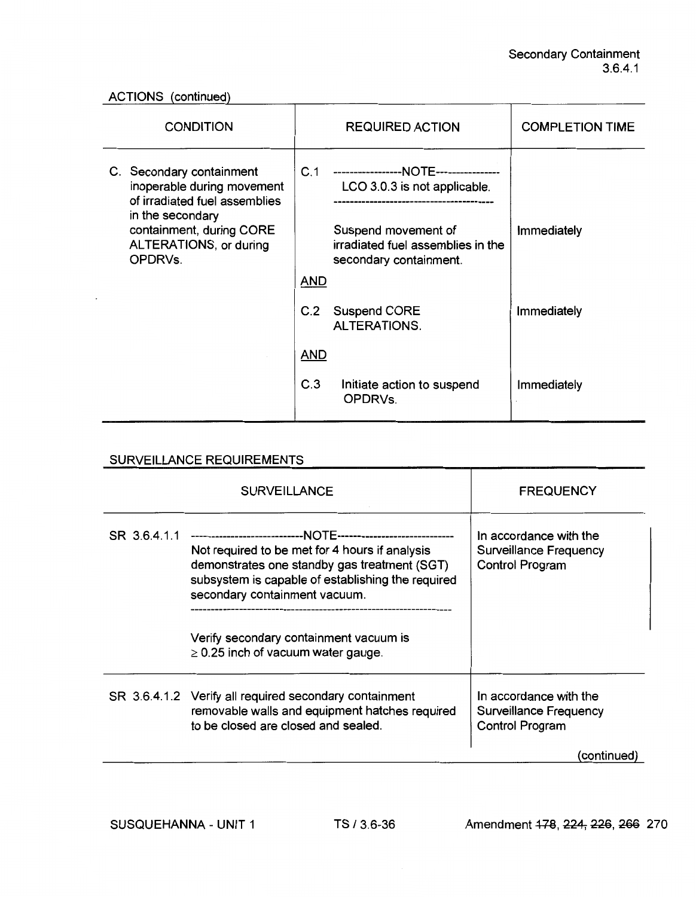ACTIONS (continued)

| CONDITION | REQUIRED ACTION | COMPLETION TIME |
|---|---|---|
| C. Secondary containment inoperable during movement of irradiated fuel assemblies in the secondary containment, during CORE ALTERATIONS, or during OPDRVs. | C.1 ------------------NOTE------------------ LCO 3.0.3 is not applicable. ------------------------------------------ Suspend movement of irradiated fuel assemblies in the secondary containment. | Immediately |
| | AND | |
| | C.2 Suspend CORE ALTERATIONS. | Immediately |
| | AND | |
| | C.3 Initiate action to suspend OPDRVs. | Immediately |

SURVEILLANCE REQUIREMENTS

| SURVEILLANCE | | FREQUENCY |
|---|---|---|
| SR 3.6.4.1.1 | ----------------------------NOTE---------------------------- Not required to be met for 4 hours if analysis demonstrates one standby gas treatment (SGT) subsystem is capable of establishing the required secondary containment vacuum. ------------------------------------------------------------------ Verify secondary containment vacuum is ≥ 0.25 inch of vacuum water gauge. | In accordance with the Surveillance Frequency Control Program |
| SR 3.6.4.1.2 | Verify all required secondary containment removable walls and equipment hatches required to be closed are closed and sealed. | In accordance with the Surveillance Frequency Control Program |

(continued)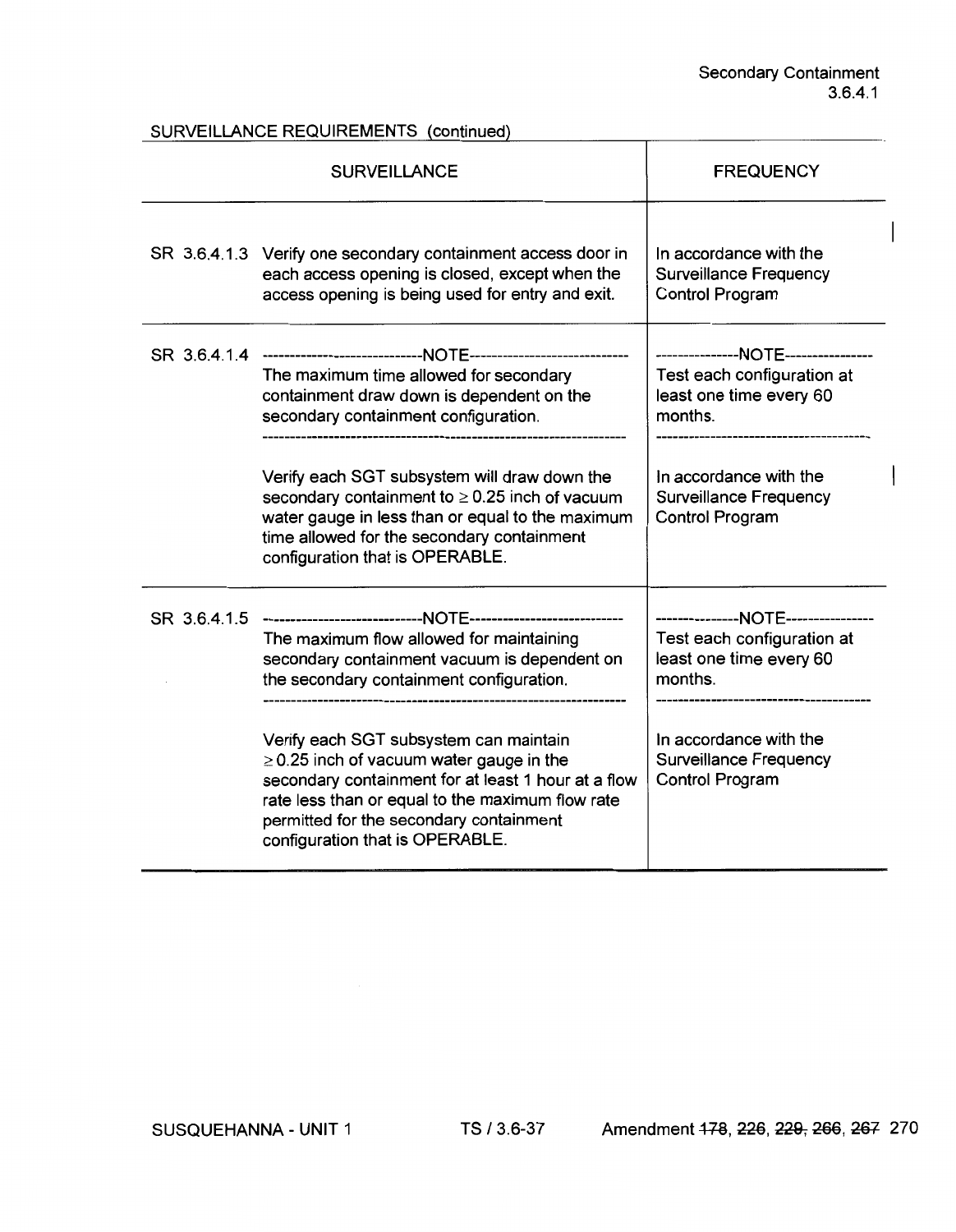SURVEILLANCE REQUIREMENTS (continued)

| SURVEILLANCE | | FREQUENCY |
|---|---|---|
| SR 3.6.4.1.3 | Verify one secondary containment access door in each access opening is closed, except when the access opening is being used for entry and exit. | In accordance with the Surveillance Frequency Control Program |
| SR 3.6.4.1.4 | -----NOTE----- The maximum time allowed for secondary containment draw down is dependent on the secondary containment configuration. ----- Verify each SGT subsystem will draw down the secondary containment to $\geq 0.25$ inch of vacuum water gauge in less than or equal to the maximum time allowed for the secondary containment configuration that is OPERABLE. | -----NOTE----- Test each configuration at least one time every 60 months. ----- In accordance with the Surveillance Frequency Control Program |
| SR 3.6.4.1.5 | -----NOTE----- The maximum flow allowed for maintaining secondary containment vacuum is dependent on the secondary containment configuration. ----- Verify each SGT subsystem can maintain $\geq 0.25$ inch of vacuum water gauge in the secondary containment for at least 1 hour at a flow rate less than or equal to the maximum flow rate permitted for the secondary containment configuration that is OPERABLE. | -----NOTE----- Test each configuration at least one time every 60 months. ----- In accordance with the Surveillance Frequency Control Program |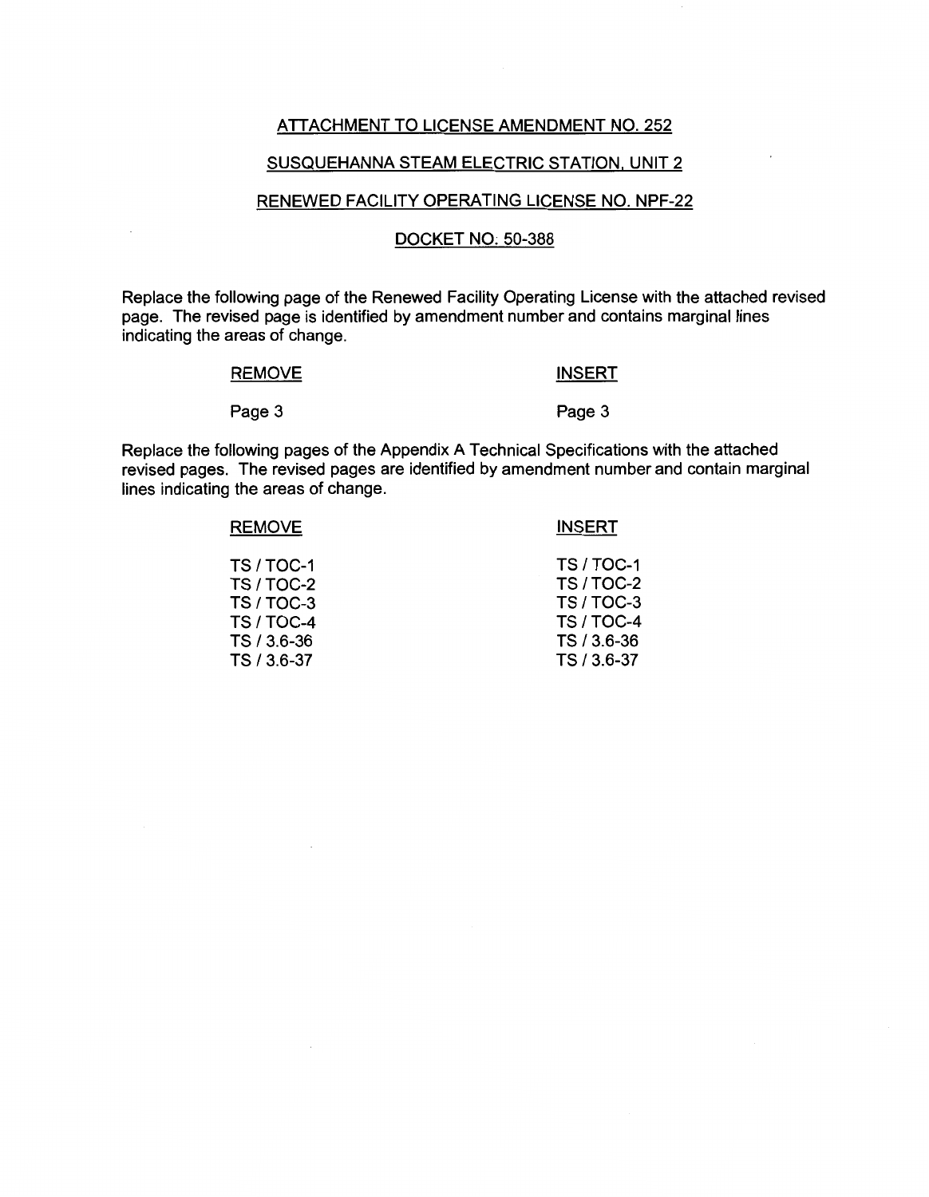ATTACHMENT TO LICENSE AMENDMENT NO. 252

SUSQUEHANNA STEAM ELECTRIC STATION, UNIT 2

RENEWED FACILITY OPERATING LICENSE NO. NPF-22

DOCKET NO. 50-388

Replace the following page of the Renewed Facility Operating License with the attached revised page. The revised page is identified by amendment number and contains marginal lines indicating the areas of change.

| REMOVE | INSERT |
|---|---|
| Page 3 | Page 3 |

Replace the following pages of the Appendix A Technical Specifications with the attached revised pages. The revised pages are identified by amendment number and contain marginal lines indicating the areas of change.

| REMOVE | INSERT |
|---|---|
| TS / TOC-1 | TS / TOC-1 |
| TS / TOC-2 | TS / TOC-2 |
| TS / TOC-3 | TS / TOC-3 |
| TS / TOC-4 | TS / TOC-4 |
| TS / 3.6-36 | TS / 3.6-36 |
| TS / 3.6-37 | TS / 3.6-37 |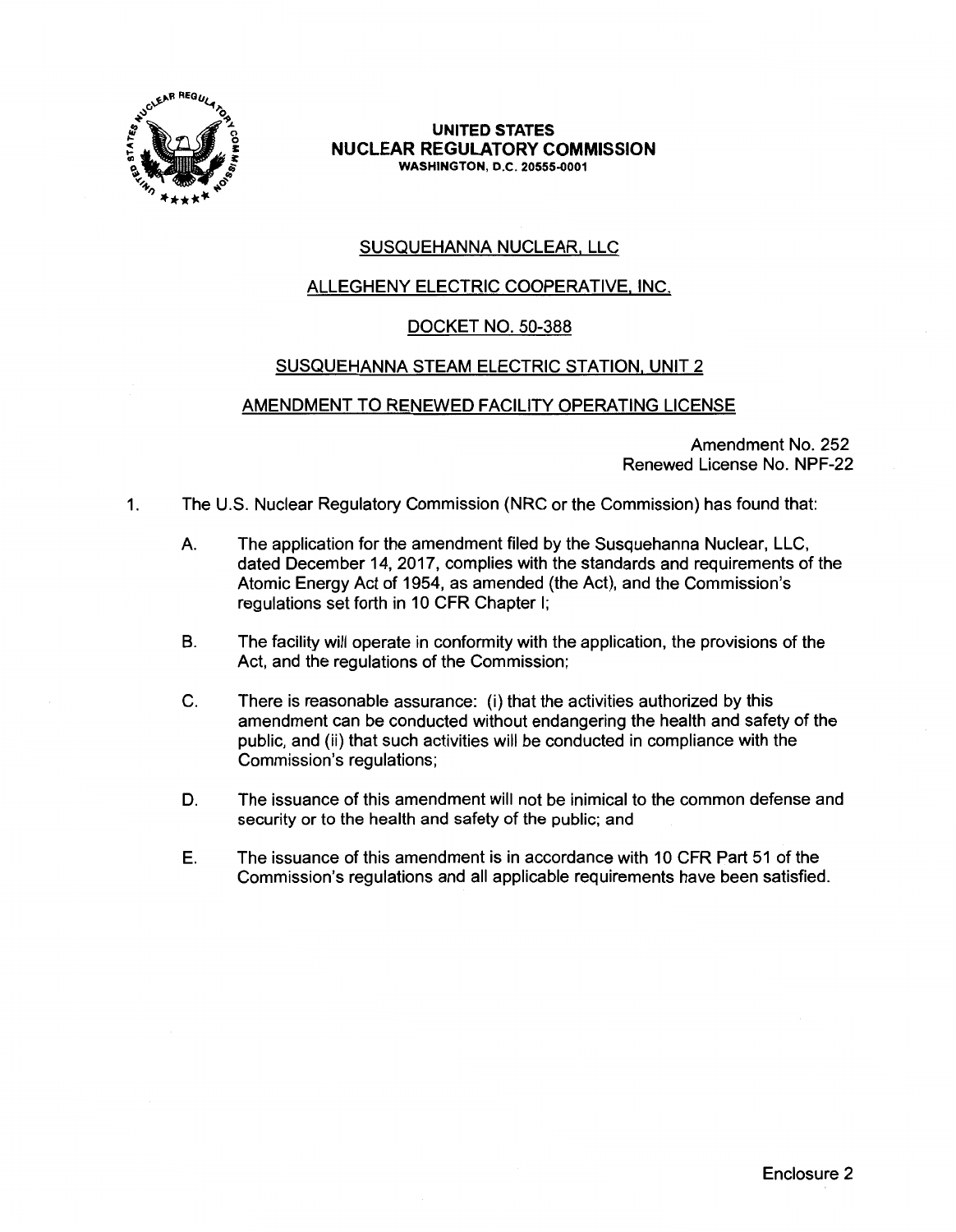**UNITED STATES**
**NUCLEAR REGULATORY COMMISSION**
**WASHINGTON, D.C. 20555-0001**

SUSQUEHANNA NUCLEAR, LLC

ALLEGHENY ELECTRIC COOPERATIVE, INC.

DOCKET NO. 50-388

SUSQUEHANNA STEAM ELECTRIC STATION, UNIT 2

AMENDMENT TO RENEWED FACILITY OPERATING LICENSE

Amendment No. 252
Renewed License No. NPF-22

1. The U.S. Nuclear Regulatory Commission (NRC or the Commission) has found that:

   A. The application for the amendment filed by the Susquehanna Nuclear, LLC, dated December 14, 2017, complies with the standards and requirements of the Atomic Energy Act of 1954, as amended (the Act), and the Commission's regulations set forth in 10 CFR Chapter I;

   B. The facility will operate in conformity with the application, the provisions of the Act, and the regulations of the Commission;

   C. There is reasonable assurance: (i) that the activities authorized by this amendment can be conducted without endangering the health and safety of the public, and (ii) that such activities will be conducted in compliance with the Commission's regulations;

   D. The issuance of this amendment will not be inimical to the common defense and security or to the health and safety of the public; and

   E. The issuance of this amendment is in accordance with 10 CFR Part 51 of the Commission's regulations and all applicable requirements have been satisfied.

Enclosure 2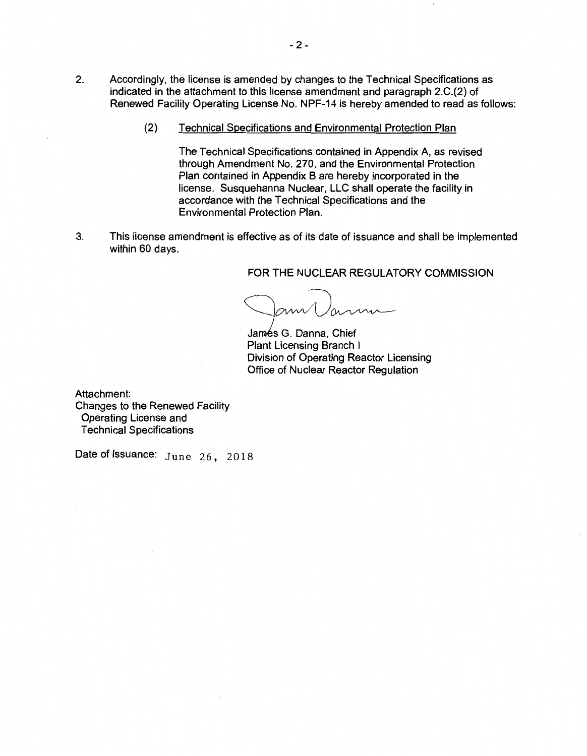2. Accordingly, the license is amended by changes to the Technical Specifications as indicated in the attachment to this license amendment and paragraph 2.C.(2) of Renewed Facility Operating License No. NPF-14 is hereby amended to read as follows:

   (2) Technical Specifications and Environmental Protection Plan

   The Technical Specifications contained in Appendix A, as revised through Amendment No. 270, and the Environmental Protection Plan contained in Appendix B are hereby incorporated in the license. Susquehanna Nuclear, LLC shall operate the facility in accordance with the Technical Specifications and the Environmental Protection Plan.

3. This license amendment is effective as of its date of issuance and shall be implemented within 60 days.

FOR THE NUCLEAR REGULATORY COMMISSION

James G. Danna, Chief
Plant Licensing Branch I
Division of Operating Reactor Licensing
Office of Nuclear Reactor Regulation

Attachment:
Changes to the Renewed Facility Operating License and Technical Specifications

Date of Issuance: June 26, 2018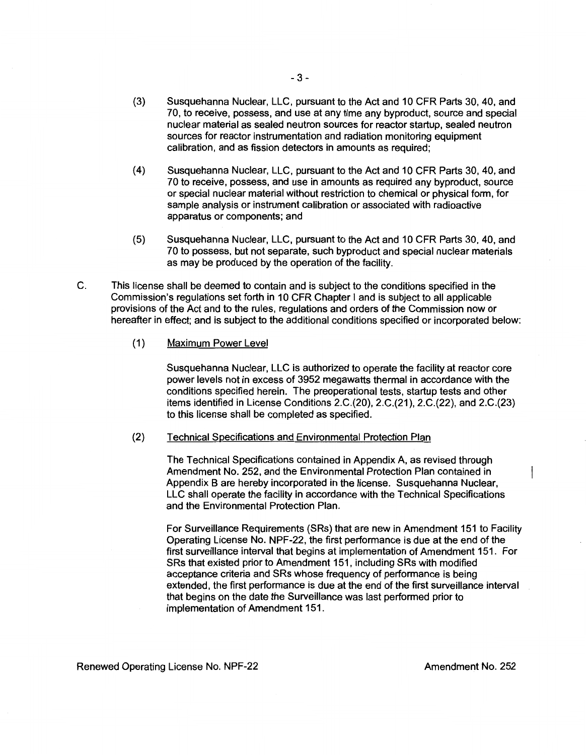(3) Susquehanna Nuclear, LLC, pursuant to the Act and 10 CFR Parts 30, 40, and 70, to receive, possess, and use at any time any byproduct, source and special nuclear material as sealed neutron sources for reactor startup, sealed neutron sources for reactor instrumentation and radiation monitoring equipment calibration, and as fission detectors in amounts as required;

(4) Susquehanna Nuclear, LLC, pursuant to the Act and 10 CFR Parts 30, 40, and 70 to receive, possess, and use in amounts as required any byproduct, source or special nuclear material without restriction to chemical or physical form, for sample analysis or instrument calibration or associated with radioactive apparatus or components; and

(5) Susquehanna Nuclear, LLC, pursuant to the Act and 10 CFR Parts 30, 40, and 70 to possess, but not separate, such byproduct and special nuclear materials as may be produced by the operation of the facility.

C. This license shall be deemed to contain and is subject to the conditions specified in the Commission's regulations set forth in 10 CFR Chapter I and is subject to all applicable provisions of the Act and to the rules, regulations and orders of the Commission now or hereafter in effect; and is subject to the additional conditions specified or incorporated below:

(1) Maximum Power Level

Susquehanna Nuclear, LLC is authorized to operate the facility at reactor core power levels not in excess of 3952 megawatts thermal in accordance with the conditions specified herein. The preoperational tests, startup tests and other items identified in License Conditions 2.C.(20), 2.C.(21), 2.C.(22), and 2.C.(23) to this license shall be completed as specified.

(2) Technical Specifications and Environmental Protection Plan

The Technical Specifications contained in Appendix A, as revised through Amendment No. 252, and the Environmental Protection Plan contained in Appendix B are hereby incorporated in the license. Susquehanna Nuclear, LLC shall operate the facility in accordance with the Technical Specifications and the Environmental Protection Plan.

For Surveillance Requirements (SRs) that are new in Amendment 151 to Facility Operating License No. NPF-22, the first performance is due at the end of the first surveillance interval that begins at implementation of Amendment 151. For SRs that existed prior to Amendment 151, including SRs with modified acceptance criteria and SRs whose frequency of performance is being extended, the first performance is due at the end of the first surveillance interval that begins on the date the Surveillance was last performed prior to implementation of Amendment 151.

Renewed Operating License No. NPF-22 Amendment No. 252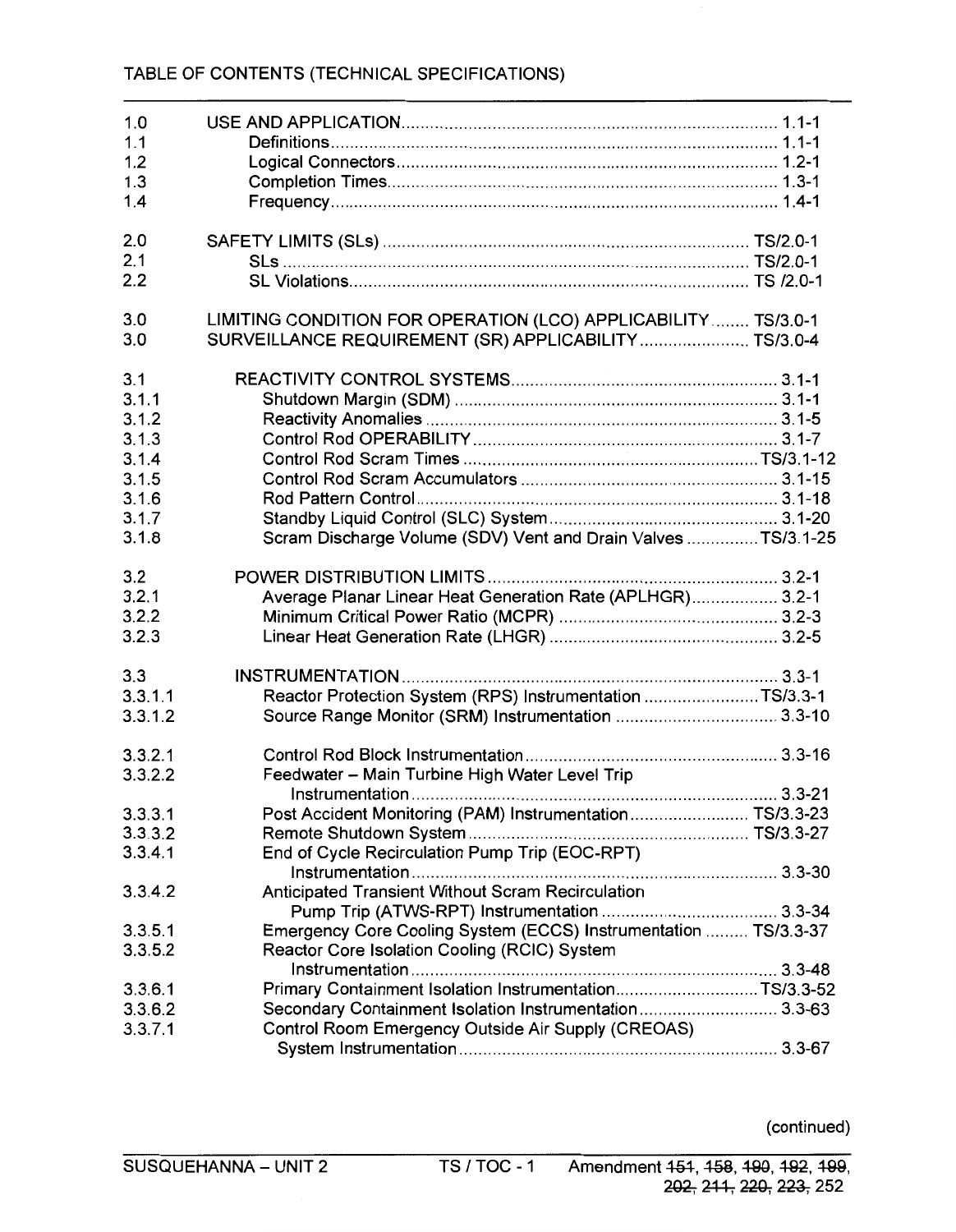TABLE OF CONTENTS (TECHNICAL SPECIFICATIONS)

| | | |
|---|---|---|
| 1.0 | USE AND APPLICATION | 1.1-1 |
| 1.1 | Definitions | 1.1-1 |
| 1.2 | Logical Connectors | 1.2-1 |
| 1.3 | Completion Times | 1.3-1 |
| 1.4 | Frequency | 1.4-1 |
| | | |
| 2.0 | SAFETY LIMITS (SLs) | TS/2.0-1 |
| 2.1 | SLs | TS/2.0-1 |
| 2.2 | SL Violations | TS /2.0-1 |
| | | |
| 3.0 | LIMITING CONDITION FOR OPERATION (LCO) APPLICABILITY | TS/3.0-1 |
| 3.0 | SURVEILLANCE REQUIREMENT (SR) APPLICABILITY | TS/3.0-4 |
| | | |
| 3.1 | REACTIVITY CONTROL SYSTEMS | 3.1-1 |
| 3.1.1 | Shutdown Margin (SDM) | 3.1-1 |
| 3.1.2 | Reactivity Anomalies | 3.1-5 |
| 3.1.3 | Control Rod OPERABILITY | 3.1-7 |
| 3.1.4 | Control Rod Scram Times | TS/3.1-12 |
| 3.1.5 | Control Rod Scram Accumulators | 3.1-15 |
| 3.1.6 | Rod Pattern Control | 3.1-18 |
| 3.1.7 | Standby Liquid Control (SLC) System | 3.1-20 |
| 3.1.8 | Scram Discharge Volume (SDV) Vent and Drain Valves | TS/3.1-25 |
| | | |
| 3.2 | POWER DISTRIBUTION LIMITS | 3.2-1 |
| 3.2.1 | Average Planar Linear Heat Generation Rate (APLHGR) | 3.2-1 |
| 3.2.2 | Minimum Critical Power Ratio (MCPR) | 3.2-3 |
| 3.2.3 | Linear Heat Generation Rate (LHGR) | 3.2-5 |
| | | |
| 3.3 | INSTRUMENTATION | 3.3-1 |
| 3.3.1.1 | Reactor Protection System (RPS) Instrumentation | TS/3.3-1 |
| 3.3.1.2 | Source Range Monitor (SRM) Instrumentation | 3.3-10 |
| | | |
| 3.3.2.1 | Control Rod Block Instrumentation | 3.3-16 |
| 3.3.2.2 | Feedwater – Main Turbine High Water Level Trip Instrumentation | 3.3-21 |
| 3.3.3.1 | Post Accident Monitoring (PAM) Instrumentation | TS/3.3-23 |
| 3.3.3.2 | Remote Shutdown System | TS/3.3-27 |
| 3.3.4.1 | End of Cycle Recirculation Pump Trip (EOC-RPT) Instrumentation | 3.3-30 |
| 3.3.4.2 | Anticipated Transient Without Scram Recirculation Pump Trip (ATWS-RPT) Instrumentation | 3.3-34 |
| 3.3.5.1 | Emergency Core Cooling System (ECCS) Instrumentation | TS/3.3-37 |
| 3.3.5.2 | Reactor Core Isolation Cooling (RCIC) System Instrumentation | 3.3-48 |
| 3.3.6.1 | Primary Containment Isolation Instrumentation | TS/3.3-52 |
| 3.3.6.2 | Secondary Containment Isolation Instrumentation | 3.3-63 |
| 3.3.7.1 | Control Room Emergency Outside Air Supply (CREOAS) System Instrumentation | 3.3-67 |

(continued)

SUSQUEHANNA – UNIT 2 TS / TOC - 1 Amendment ~~151~~, ~~158~~, ~~190~~, ~~192~~, ~~199~~, ~~202~~, ~~211~~, ~~220~~, ~~223~~, 252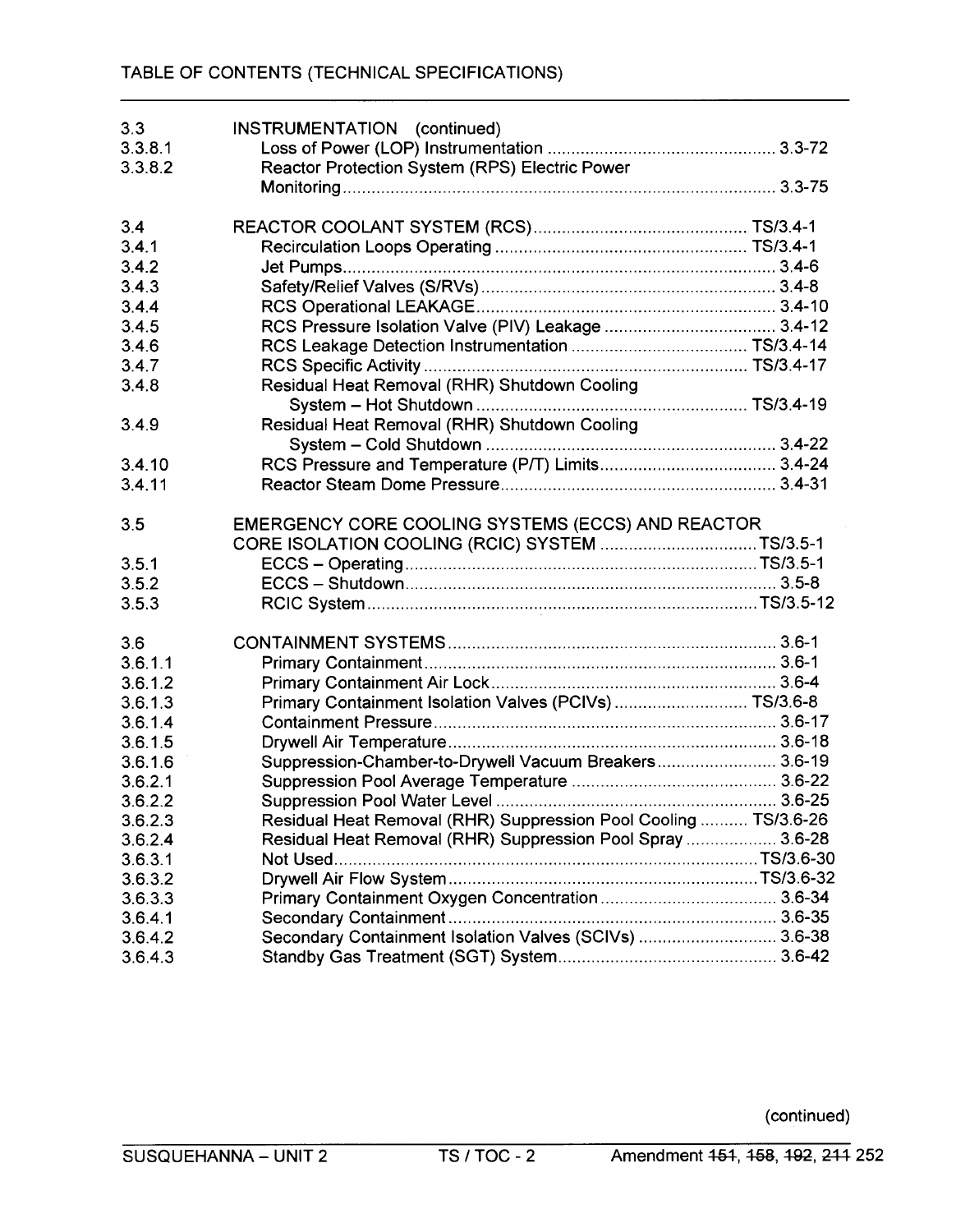TABLE OF CONTENTS (TECHNICAL SPECIFICATIONS)

| | | |
|---|---|---|
| 3.3 | INSTRUMENTATION (continued) | |
| 3.3.8.1 | Loss of Power (LOP) Instrumentation | 3.3-72 |
| 3.3.8.2 | Reactor Protection System (RPS) Electric Power Monitoring | 3.3-75 |
| | | |
| 3.4 | REACTOR COOLANT SYSTEM (RCS) | TS/3.4-1 |
| 3.4.1 | Recirculation Loops Operating | TS/3.4-1 |
| 3.4.2 | Jet Pumps | 3.4-6 |
| 3.4.3 | Safety/Relief Valves (S/RVs) | 3.4-8 |
| 3.4.4 | RCS Operational LEAKAGE | 3.4-10 |
| 3.4.5 | RCS Pressure Isolation Valve (PIV) Leakage | 3.4-12 |
| 3.4.6 | RCS Leakage Detection Instrumentation | TS/3.4-14 |
| 3.4.7 | RCS Specific Activity | TS/3.4-17 |
| 3.4.8 | Residual Heat Removal (RHR) Shutdown Cooling System – Hot Shutdown | TS/3.4-19 |
| 3.4.9 | Residual Heat Removal (RHR) Shutdown Cooling System – Cold Shutdown | 3.4-22 |
| 3.4.10 | RCS Pressure and Temperature (P/T) Limits | 3.4-24 |
| 3.4.11 | Reactor Steam Dome Pressure | 3.4-31 |
| | | |
| 3.5 | EMERGENCY CORE COOLING SYSTEMS (ECCS) AND REACTOR CORE ISOLATION COOLING (RCIC) SYSTEM | TS/3.5-1 |
| 3.5.1 | ECCS – Operating | TS/3.5-1 |
| 3.5.2 | ECCS – Shutdown | 3.5-8 |
| 3.5.3 | RCIC System | TS/3.5-12 |
| | | |
| 3.6 | CONTAINMENT SYSTEMS | 3.6-1 |
| 3.6.1.1 | Primary Containment | 3.6-1 |
| 3.6.1.2 | Primary Containment Air Lock | 3.6-4 |
| 3.6.1.3 | Primary Containment Isolation Valves (PCIVs) | TS/3.6-8 |
| 3.6.1.4 | Containment Pressure | 3.6-17 |
| 3.6.1.5 | Drywell Air Temperature | 3.6-18 |
| 3.6.1.6 | Suppression-Chamber-to-Drywell Vacuum Breakers | 3.6-19 |
| 3.6.2.1 | Suppression Pool Average Temperature | 3.6-22 |
| 3.6.2.2 | Suppression Pool Water Level | 3.6-25 |
| 3.6.2.3 | Residual Heat Removal (RHR) Suppression Pool Cooling | TS/3.6-26 |
| 3.6.2.4 | Residual Heat Removal (RHR) Suppression Pool Spray | 3.6-28 |
| 3.6.3.1 | Not Used | TS/3.6-30 |
| 3.6.3.2 | Drywell Air Flow System | TS/3.6-32 |
| 3.6.3.3 | Primary Containment Oxygen Concentration | 3.6-34 |
| 3.6.4.1 | Secondary Containment | 3.6-35 |
| 3.6.4.2 | Secondary Containment Isolation Valves (SCIVs) | 3.6-38 |
| 3.6.4.3 | Standby Gas Treatment (SGT) System | 3.6-42 |

(continued)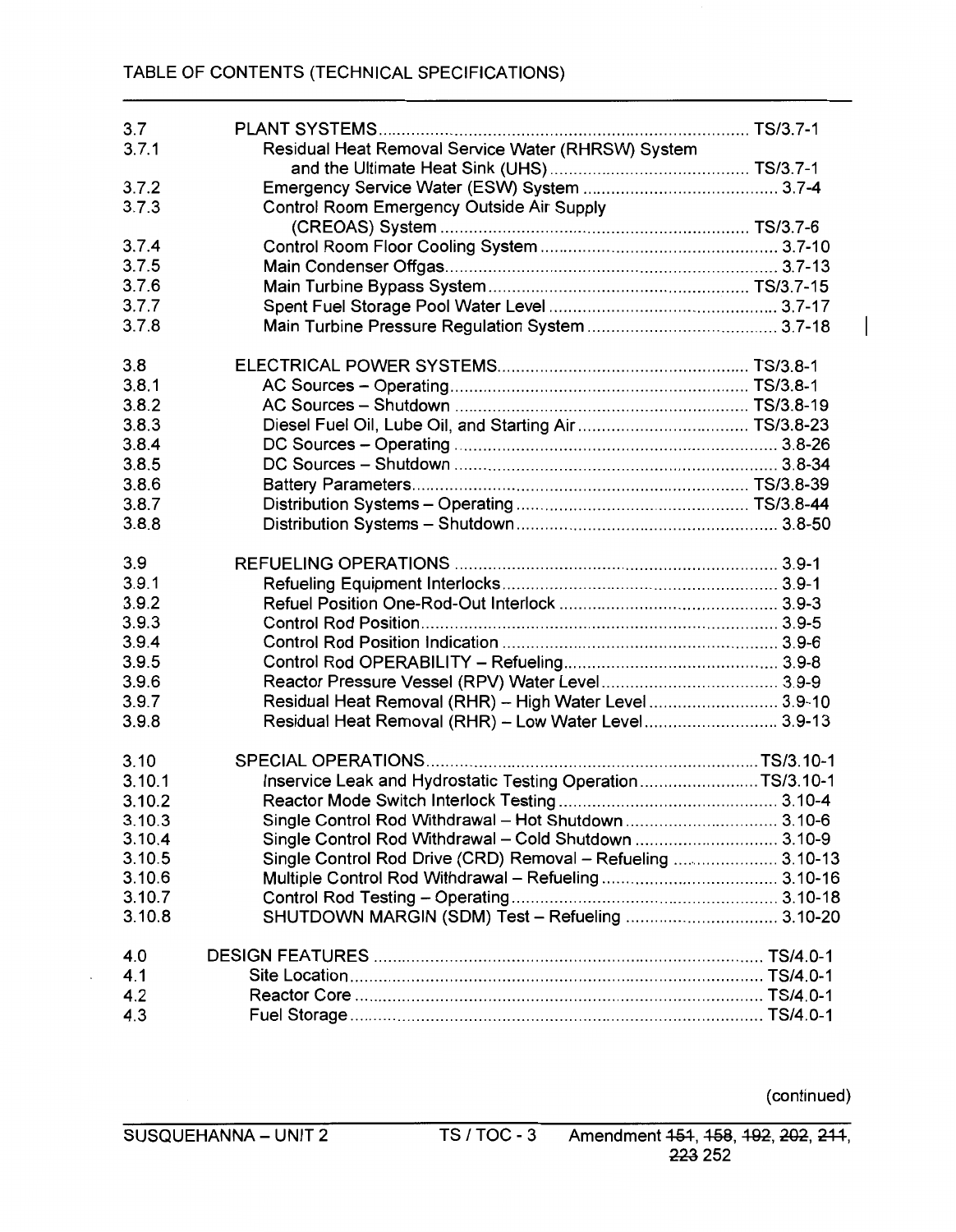TABLE OF CONTENTS (TECHNICAL SPECIFICATIONS)

| | | |
|---|---|---|
| 3.7 | PLANT SYSTEMS | TS/3.7-1 |
| 3.7.1 | Residual Heat Removal Service Water (RHRSW) System and the Ultimate Heat Sink (UHS) | TS/3.7-1 |
| 3.7.2 | Emergency Service Water (ESW) System | 3.7-4 |
| 3.7.3 | Control Room Emergency Outside Air Supply (CREOAS) System | TS/3.7-6 |
| 3.7.4 | Control Room Floor Cooling System | 3.7-10 |
| 3.7.5 | Main Condenser Offgas | 3.7-13 |
| 3.7.6 | Main Turbine Bypass System | TS/3.7-15 |
| 3.7.7 | Spent Fuel Storage Pool Water Level | 3.7-17 |
| 3.7.8 | Main Turbine Pressure Regulation System | 3.7-18 |
| | | |
| 3.8 | ELECTRICAL POWER SYSTEMS | TS/3.8-1 |
| 3.8.1 | AC Sources – Operating | TS/3.8-1 |
| 3.8.2 | AC Sources – Shutdown | TS/3.8-19 |
| 3.8.3 | Diesel Fuel Oil, Lube Oil, and Starting Air | TS/3.8-23 |
| 3.8.4 | DC Sources – Operating | 3.8-26 |
| 3.8.5 | DC Sources – Shutdown | 3.8-34 |
| 3.8.6 | Battery Parameters | TS/3.8-39 |
| 3.8.7 | Distribution Systems – Operating | TS/3.8-44 |
| 3.8.8 | Distribution Systems – Shutdown | 3.8-50 |
| | | |
| 3.9 | REFUELING OPERATIONS | 3.9-1 |
| 3.9.1 | Refueling Equipment Interlocks | 3.9-1 |
| 3.9.2 | Refuel Position One-Rod-Out Interlock | 3.9-3 |
| 3.9.3 | Control Rod Position | 3.9-5 |
| 3.9.4 | Control Rod Position Indication | 3.9-6 |
| 3.9.5 | Control Rod OPERABILITY – Refueling | 3.9-8 |
| 3.9.6 | Reactor Pressure Vessel (RPV) Water Level | 3.9-9 |
| 3.9.7 | Residual Heat Removal (RHR) – High Water Level | 3.9-10 |
| 3.9.8 | Residual Heat Removal (RHR) – Low Water Level | 3.9-13 |
| | | |
| 3.10 | SPECIAL OPERATIONS | TS/3.10-1 |
| 3.10.1 | Inservice Leak and Hydrostatic Testing Operation | TS/3.10-1 |
| 3.10.2 | Reactor Mode Switch Interlock Testing | 3.10-4 |
| 3.10.3 | Single Control Rod Withdrawal – Hot Shutdown | 3.10-6 |
| 3.10.4 | Single Control Rod Withdrawal – Cold Shutdown | 3.10-9 |
| 3.10.5 | Single Control Rod Drive (CRD) Removal – Refueling | 3.10-13 |
| 3.10.6 | Multiple Control Rod Withdrawal – Refueling | 3.10-16 |
| 3.10.7 | Control Rod Testing – Operating | 3.10-18 |
| 3.10.8 | SHUTDOWN MARGIN (SDM) Test – Refueling | 3.10-20 |
| | | |
| 4.0 | DESIGN FEATURES | TS/4.0-1 |
| 4.1 | Site Location | TS/4.0-1 |
| 4.2 | Reactor Core | TS/4.0-1 |
| 4.3 | Fuel Storage | TS/4.0-1 |

(continued)

SUSQUEHANNA – UNIT 2 TS / TOC - 3 Amendment ~~151~~, ~~158~~, ~~192~~, ~~202~~, ~~211~~, ~~223~~ 252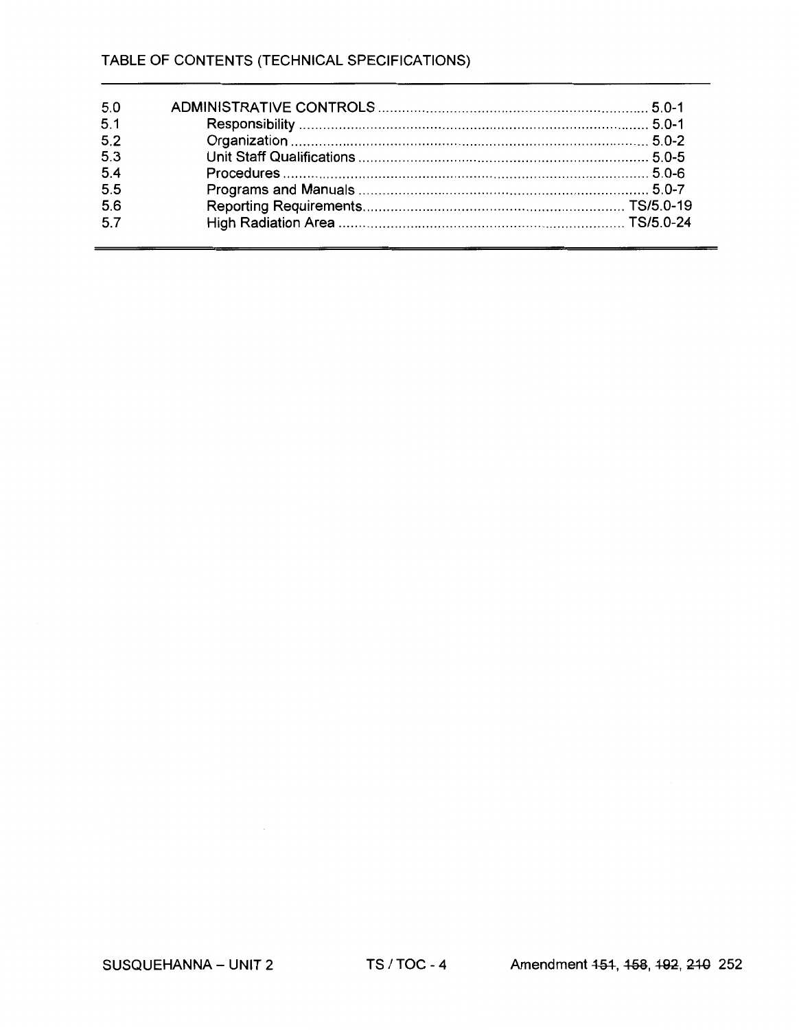TABLE OF CONTENTS (TECHNICAL SPECIFICATIONS)

| | | |
|---|---|---|
| 5.0 | ADMINISTRATIVE CONTROLS | 5.0-1 |
| 5.1 | Responsibility | 5.0-1 |
| 5.2 | Organization | 5.0-2 |
| 5.3 | Unit Staff Qualifications | 5.0-5 |
| 5.4 | Procedures | 5.0-6 |
| 5.5 | Programs and Manuals | 5.0-7 |
| 5.6 | Reporting Requirements | TS/5.0-19 |
| 5.7 | High Radiation Area | TS/5.0-24 |

SUSQUEHANNA – UNIT 2 TS / TOC - 4 Amendment ~~151~~, ~~158~~, ~~192~~, ~~210~~ 252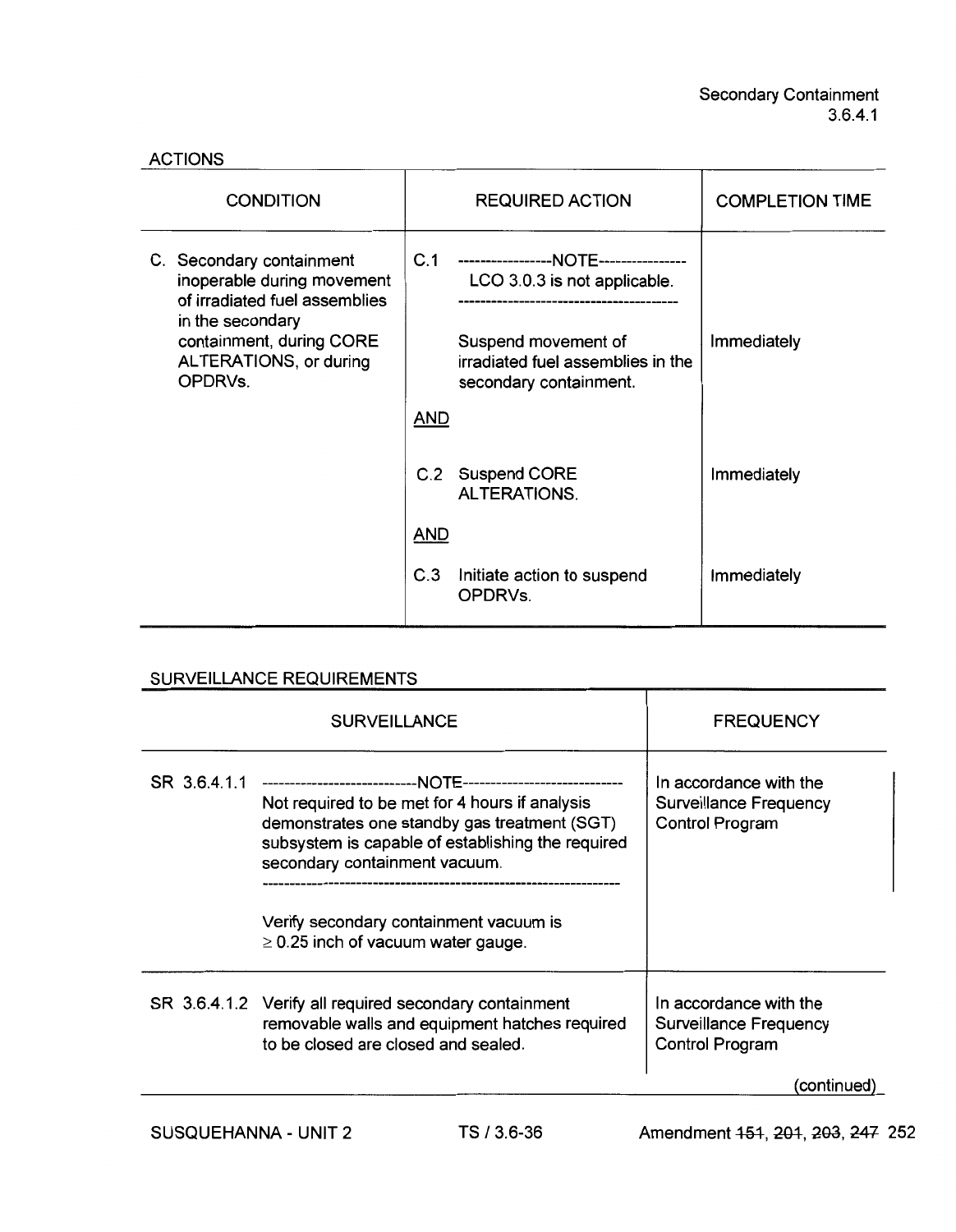ACTIONS

| CONDITION | REQUIRED ACTION | | COMPLETION TIME |
|---|---|---|---|
| C. Secondary containment inoperable during movement of irradiated fuel assemblies in the secondary containment, during CORE ALTERATIONS, or during OPDRVs. | C.1 | ------------------NOTE------------------ LCO 3.0.3 is not applicable. --------------------------------------------- Suspend movement of irradiated fuel assemblies in the secondary containment. | Immediately |
| | AND | | |
| | C.2 | Suspend CORE ALTERATIONS. | Immediately |
| | AND | | |
| | C.3 | Initiate action to suspend OPDRVs. | Immediately |

SURVEILLANCE REQUIREMENTS

| SURVEILLANCE | | FREQUENCY |
|---|---|---|
| SR 3.6.4.1.1 | ------------------------------NOTE------------------------------ Not required to be met for 4 hours if analysis demonstrates one standby gas treatment (SGT) subsystem is capable of establishing the required secondary containment vacuum. --------------------------------------------------------------------- Verify secondary containment vacuum is ≥ 0.25 inch of vacuum water gauge. | In accordance with the Surveillance Frequency Control Program |
| SR 3.6.4.1.2 | Verify all required secondary containment removable walls and equipment hatches required to be closed are closed and sealed. | In accordance with the Surveillance Frequency Control Program |

(continued)

SUSQUEHANNA - UNIT 2 TS / 3.6-36 Amendment ~~151~~, ~~201~~, ~~203~~, ~~247~~ 252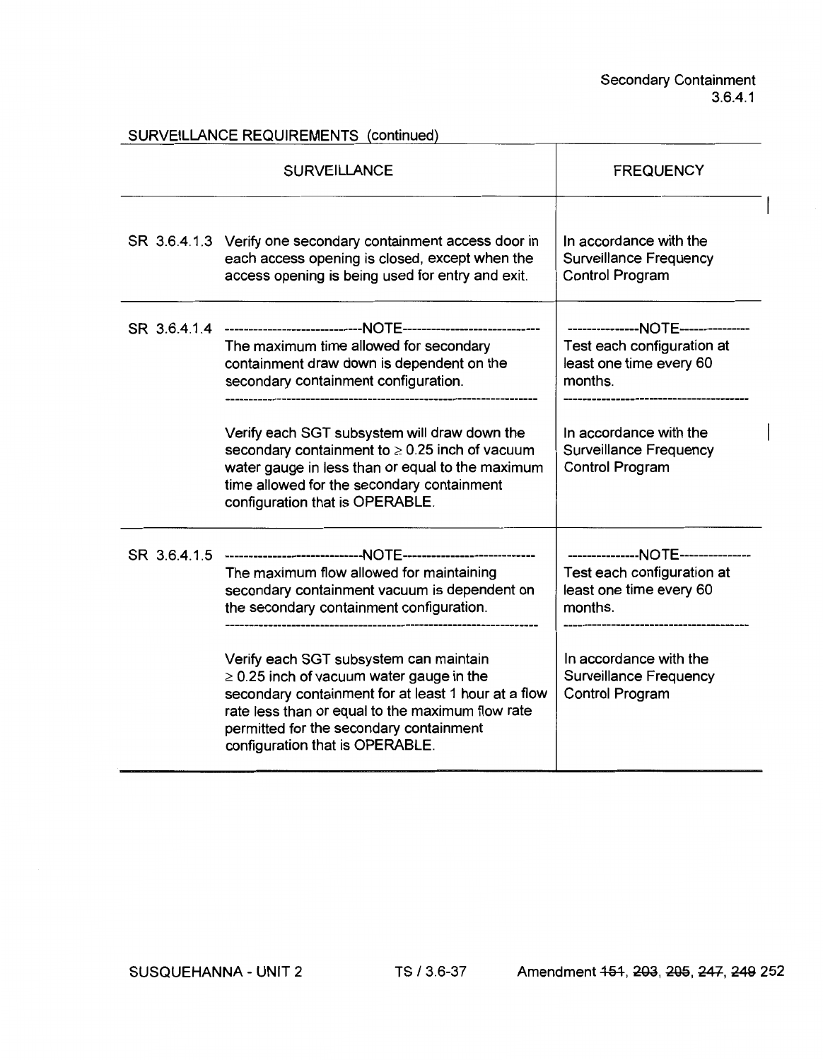## SURVEILLANCE REQUIREMENTS (continued)

| SURVEILLANCE | | FREQUENCY |
|---|---|---|
| SR 3.6.4.1.3 | Verify one secondary containment access door in each access opening is closed, except when the access opening is being used for entry and exit. | In accordance with the Surveillance Frequency Control Program |
| SR 3.6.4.1.4 | -----NOTE----- The maximum time allowed for secondary containment draw down is dependent on the secondary containment configuration. ----- Verify each SGT subsystem will draw down the secondary containment to ≥ 0.25 inch of vacuum water gauge in less than or equal to the maximum time allowed for the secondary containment configuration that is OPERABLE. | -----NOTE----- Test each configuration at least one time every 60 months. ----- In accordance with the Surveillance Frequency Control Program |
| SR 3.6.4.1.5 | -----NOTE----- The maximum flow allowed for maintaining secondary containment vacuum is dependent on the secondary containment configuration. ----- Verify each SGT subsystem can maintain ≥ 0.25 inch of vacuum water gauge in the secondary containment for at least 1 hour at a flow rate less than or equal to the maximum flow rate permitted for the secondary containment configuration that is OPERABLE. | -----NOTE----- Test each configuration at least one time every 60 months. ----- In accordance with the Surveillance Frequency Control Program |

SUSQUEHANNA - UNIT 2 TS / 3.6-37 Amendment ~~151~~, ~~203~~, ~~205~~, ~~247~~, ~~249~~ 252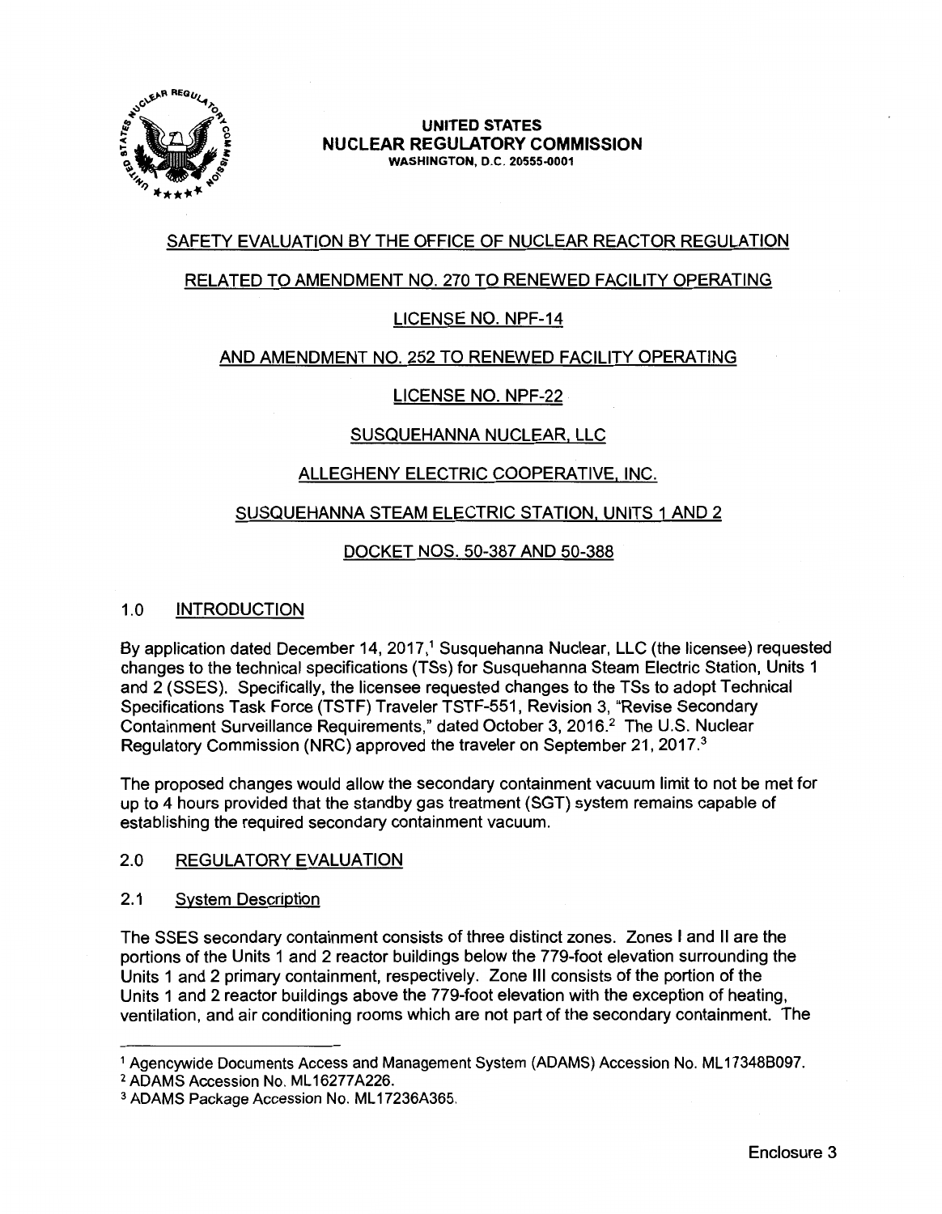UNITED STATES
NUCLEAR REGULATORY COMMISSION
WASHINGTON, D.C. 20555-0001

SAFETY EVALUATION BY THE OFFICE OF NUCLEAR REACTOR REGULATION

RELATED TO AMENDMENT NO. 270 TO RENEWED FACILITY OPERATING

LICENSE NO. NPF-14

AND AMENDMENT NO. 252 TO RENEWED FACILITY OPERATING

LICENSE NO. NPF-22

SUSQUEHANNA NUCLEAR, LLC

ALLEGHENY ELECTRIC COOPERATIVE, INC.

SUSQUEHANNA STEAM ELECTRIC STATION, UNITS 1 AND 2

DOCKET NOS. 50-387 AND 50-388

## 1.0 INTRODUCTION

By application dated December 14, 2017,[1] Susquehanna Nuclear, LLC (the licensee) requested changes to the technical specifications (TSs) for Susquehanna Steam Electric Station, Units 1 and 2 (SSES). Specifically, the licensee requested changes to the TSs to adopt Technical Specifications Task Force (TSTF) Traveler TSTF-551, Revision 3, "Revise Secondary Containment Surveillance Requirements," dated October 3, 2016.[2] The U.S. Nuclear Regulatory Commission (NRC) approved the traveler on September 21, 2017.[3]

The proposed changes would allow the secondary containment vacuum limit to not be met for up to 4 hours provided that the standby gas treatment (SGT) system remains capable of establishing the required secondary containment vacuum.

## 2.0 REGULATORY EVALUATION

### 2.1 System Description

The SSES secondary containment consists of three distinct zones. Zones I and II are the portions of the Units 1 and 2 reactor buildings below the 779-foot elevation surrounding the Units 1 and 2 primary containment, respectively. Zone III consists of the portion of the Units 1 and 2 reactor buildings above the 779-foot elevation with the exception of heating, ventilation, and air conditioning rooms which are not part of the secondary containment. The

[1] Agencywide Documents Access and Management System (ADAMS) Accession No. ML17348B097.

[2] ADAMS Accession No. ML16277A226.

[3] ADAMS Package Accession No. ML17236A365.

Enclosure 3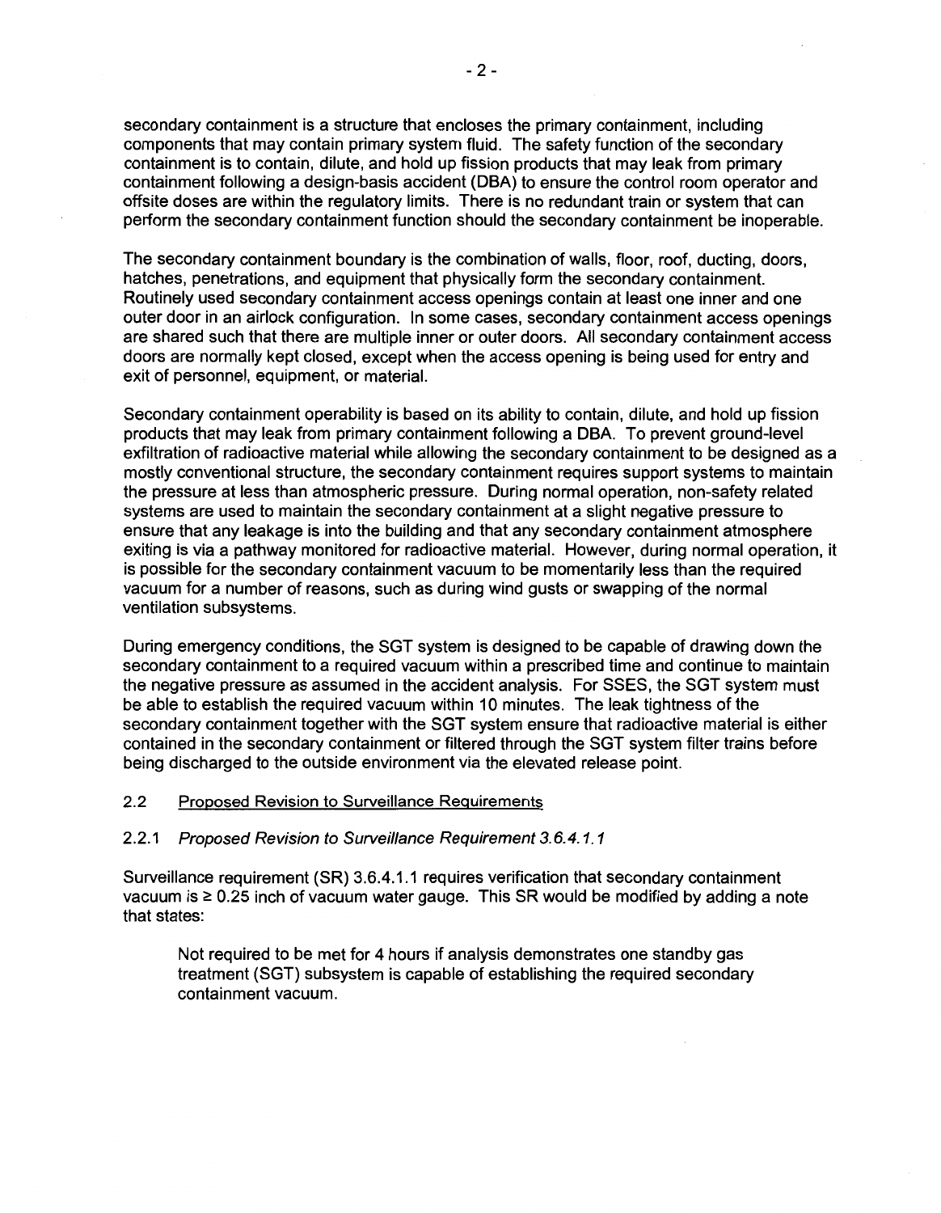secondary containment is a structure that encloses the primary containment, including components that may contain primary system fluid. The safety function of the secondary containment is to contain, dilute, and hold up fission products that may leak from primary containment following a design-basis accident (DBA) to ensure the control room operator and offsite doses are within the regulatory limits. There is no redundant train or system that can perform the secondary containment function should the secondary containment be inoperable.

The secondary containment boundary is the combination of walls, floor, roof, ducting, doors, hatches, penetrations, and equipment that physically form the secondary containment. Routinely used secondary containment access openings contain at least one inner and one outer door in an airlock configuration. In some cases, secondary containment access openings are shared such that there are multiple inner or outer doors. All secondary containment access doors are normally kept closed, except when the access opening is being used for entry and exit of personnel, equipment, or material.

Secondary containment operability is based on its ability to contain, dilute, and hold up fission products that may leak from primary containment following a DBA. To prevent ground-level exfiltration of radioactive material while allowing the secondary containment to be designed as a mostly conventional structure, the secondary containment requires support systems to maintain the pressure at less than atmospheric pressure. During normal operation, non-safety related systems are used to maintain the secondary containment at a slight negative pressure to ensure that any leakage is into the building and that any secondary containment atmosphere exiting is via a pathway monitored for radioactive material. However, during normal operation, it is possible for the secondary containment vacuum to be momentarily less than the required vacuum for a number of reasons, such as during wind gusts or swapping of the normal ventilation subsystems.

During emergency conditions, the SGT system is designed to be capable of drawing down the secondary containment to a required vacuum within a prescribed time and continue to maintain the negative pressure as assumed in the accident analysis. For SSES, the SGT system must be able to establish the required vacuum within 10 minutes. The leak tightness of the secondary containment together with the SGT system ensure that radioactive material is either contained in the secondary containment or filtered through the SGT system filter trains before being discharged to the outside environment via the elevated release point.

### 2.2 Proposed Revision to Surveillance Requirements

#### 2.2.1 *Proposed Revision to Surveillance Requirement 3.6.4.1.1*

Surveillance requirement (SR) 3.6.4.1.1 requires verification that secondary containment vacuum is ≥ 0.25 inch of vacuum water gauge. This SR would be modified by adding a note that states:

> Not required to be met for 4 hours if analysis demonstrates one standby gas treatment (SGT) subsystem is capable of establishing the required secondary containment vacuum.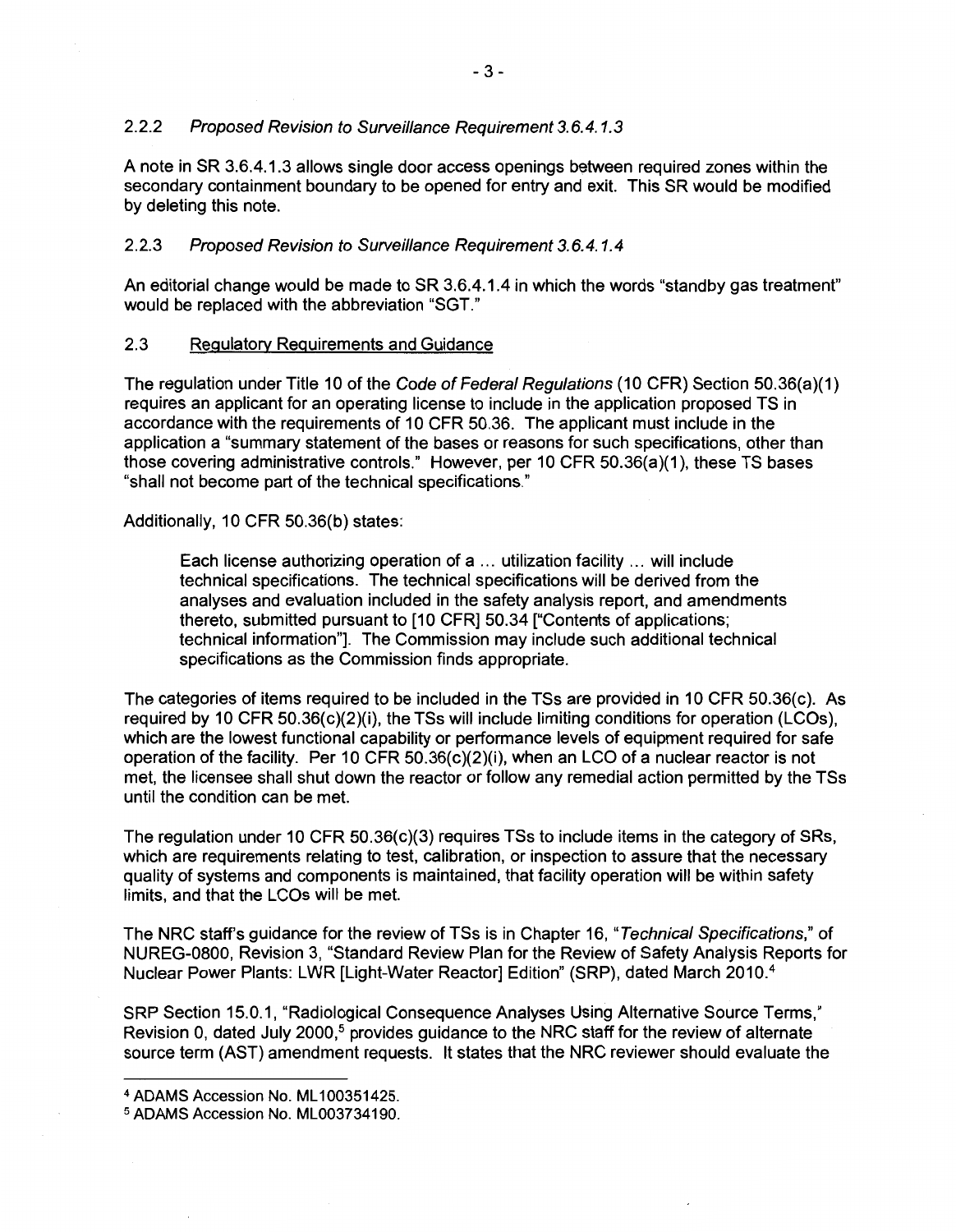### 2.2.2 *Proposed Revision to Surveillance Requirement 3.6.4.1.3*

A note in SR 3.6.4.1.3 allows single door access openings between required zones within the secondary containment boundary to be opened for entry and exit. This SR would be modified by deleting this note.

### 2.2.3 *Proposed Revision to Surveillance Requirement 3.6.4.1.4*

An editorial change would be made to SR 3.6.4.1.4 in which the words "standby gas treatment" would be replaced with the abbreviation "SGT."

## 2.3 Regulatory Requirements and Guidance

The regulation under Title 10 of the *Code of Federal Regulations* (10 CFR) Section 50.36(a)(1) requires an applicant for an operating license to include in the application proposed TS in accordance with the requirements of 10 CFR 50.36. The applicant must include in the application a "summary statement of the bases or reasons for such specifications, other than those covering administrative controls." However, per 10 CFR 50.36(a)(1), these TS bases "shall not become part of the technical specifications."

Additionally, 10 CFR 50.36(b) states:

> Each license authorizing operation of a ... utilization facility ... will include technical specifications. The technical specifications will be derived from the analyses and evaluation included in the safety analysis report, and amendments thereto, submitted pursuant to [10 CFR] 50.34 ["Contents of applications; technical information"]. The Commission may include such additional technical specifications as the Commission finds appropriate.

The categories of items required to be included in the TSs are provided in 10 CFR 50.36(c). As required by 10 CFR 50.36(c)(2)(i), the TSs will include limiting conditions for operation (LCOs), which are the lowest functional capability or performance levels of equipment required for safe operation of the facility. Per 10 CFR 50.36(c)(2)(i), when an LCO of a nuclear reactor is not met, the licensee shall shut down the reactor or follow any remedial action permitted by the TSs until the condition can be met.

The regulation under 10 CFR 50.36(c)(3) requires TSs to include items in the category of SRs, which are requirements relating to test, calibration, or inspection to assure that the necessary quality of systems and components is maintained, that facility operation will be within safety limits, and that the LCOs will be met.

The NRC staff's guidance for the review of TSs is in Chapter 16, "*Technical Specifications*," of NUREG-0800, Revision 3, "Standard Review Plan for the Review of Safety Analysis Reports for Nuclear Power Plants: LWR [Light-Water Reactor] Edition" (SRP), dated March 2010.[4]

SRP Section 15.0.1, "Radiological Consequence Analyses Using Alternative Source Terms," Revision 0, dated July 2000,[5] provides guidance to the NRC staff for the review of alternate source term (AST) amendment requests. It states that the NRC reviewer should evaluate the

---

[4] ADAMS Accession No. ML100351425.

[5] ADAMS Accession No. ML003734190.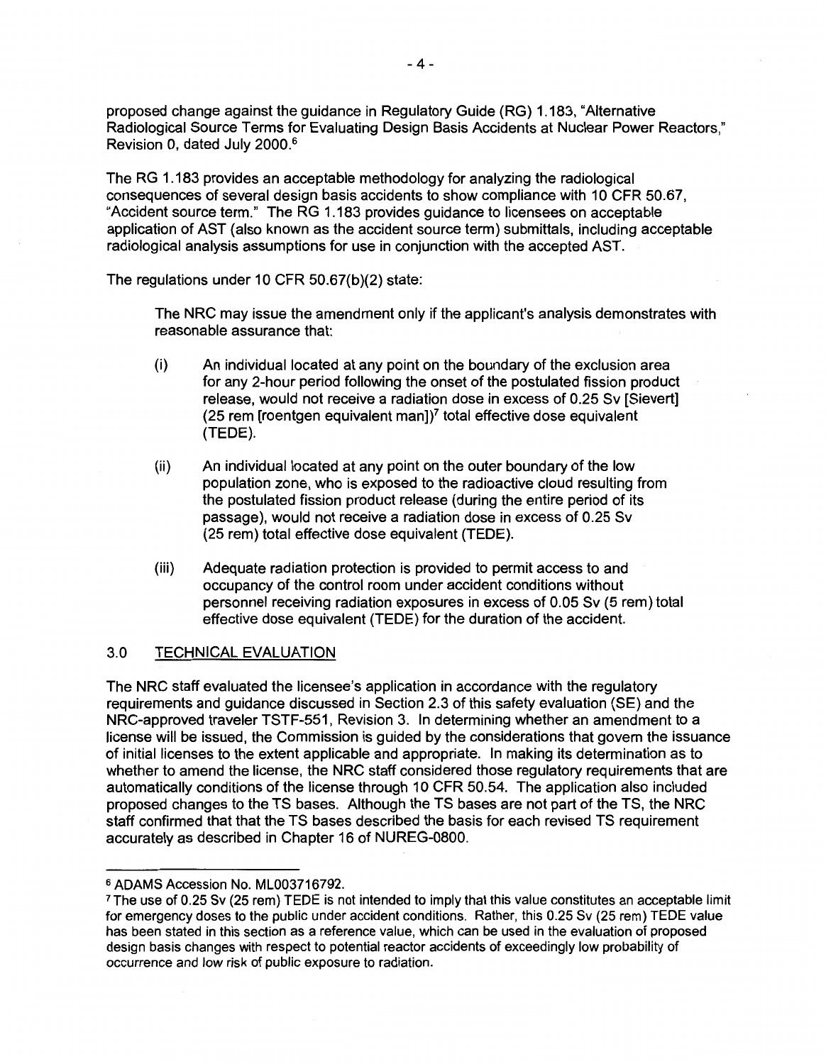proposed change against the guidance in Regulatory Guide (RG) 1.183, "Alternative Radiological Source Terms for Evaluating Design Basis Accidents at Nuclear Power Reactors," Revision 0, dated July 2000.[6]

The RG 1.183 provides an acceptable methodology for analyzing the radiological consequences of several design basis accidents to show compliance with 10 CFR 50.67, "Accident source term." The RG 1.183 provides guidance to licensees on acceptable application of AST (also known as the accident source term) submittals, including acceptable radiological analysis assumptions for use in conjunction with the accepted AST.

The regulations under 10 CFR 50.67(b)(2) state:

> The NRC may issue the amendment only if the applicant's analysis demonstrates with reasonable assurance that:
>
> (i) An individual located at any point on the boundary of the exclusion area for any 2-hour period following the onset of the postulated fission product release, would not receive a radiation dose in excess of 0.25 Sv [Sievert] (25 rem [roentgen equivalent man])[7] total effective dose equivalent (TEDE).
>
> (ii) An individual located at any point on the outer boundary of the low population zone, who is exposed to the radioactive cloud resulting from the postulated fission product release (during the entire period of its passage), would not receive a radiation dose in excess of 0.25 Sv (25 rem) total effective dose equivalent (TEDE).
>
> (iii) Adequate radiation protection is provided to permit access to and occupancy of the control room under accident conditions without personnel receiving radiation exposures in excess of 0.05 Sv (5 rem) total effective dose equivalent (TEDE) for the duration of the accident.

## 3.0 TECHNICAL EVALUATION

The NRC staff evaluated the licensee's application in accordance with the regulatory requirements and guidance discussed in Section 2.3 of this safety evaluation (SE) and the NRC-approved traveler TSTF-551, Revision 3. In determining whether an amendment to a license will be issued, the Commission is guided by the considerations that govern the issuance of initial licenses to the extent applicable and appropriate. In making its determination as to whether to amend the license, the NRC staff considered those regulatory requirements that are automatically conditions of the license through 10 CFR 50.54. The application also included proposed changes to the TS bases. Although the TS bases are not part of the TS, the NRC staff confirmed that that the TS bases described the basis for each revised TS requirement accurately as described in Chapter 16 of NUREG-0800.

---

[6] ADAMS Accession No. ML003716792.

[7] The use of 0.25 Sv (25 rem) TEDE is not intended to imply that this value constitutes an acceptable limit for emergency doses to the public under accident conditions. Rather, this 0.25 Sv (25 rem) TEDE value has been stated in this section as a reference value, which can be used in the evaluation of proposed design basis changes with respect to potential reactor accidents of exceedingly low probability of occurrence and low risk of public exposure to radiation.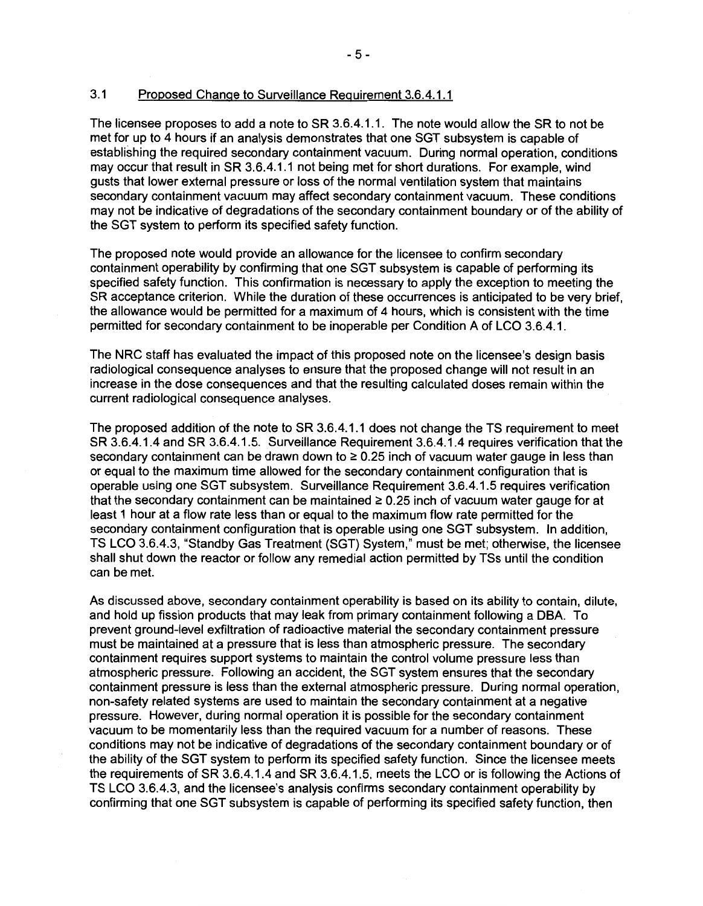### 3.1 Proposed Change to Surveillance Requirement 3.6.4.1.1

The licensee proposes to add a note to SR 3.6.4.1.1. The note would allow the SR to not be met for up to 4 hours if an analysis demonstrates that one SGT subsystem is capable of establishing the required secondary containment vacuum. During normal operation, conditions may occur that result in SR 3.6.4.1.1 not being met for short durations. For example, wind gusts that lower external pressure or loss of the normal ventilation system that maintains secondary containment vacuum may affect secondary containment vacuum. These conditions may not be indicative of degradations of the secondary containment boundary or of the ability of the SGT system to perform its specified safety function.

The proposed note would provide an allowance for the licensee to confirm secondary containment operability by confirming that one SGT subsystem is capable of performing its specified safety function. This confirmation is necessary to apply the exception to meeting the SR acceptance criterion. While the duration of these occurrences is anticipated to be very brief, the allowance would be permitted for a maximum of 4 hours, which is consistent with the time permitted for secondary containment to be inoperable per Condition A of LCO 3.6.4.1.

The NRC staff has evaluated the impact of this proposed note on the licensee's design basis radiological consequence analyses to ensure that the proposed change will not result in an increase in the dose consequences and that the resulting calculated doses remain within the current radiological consequence analyses.

The proposed addition of the note to SR 3.6.4.1.1 does not change the TS requirement to meet SR 3.6.4.1.4 and SR 3.6.4.1.5. Surveillance Requirement 3.6.4.1.4 requires verification that the secondary containment can be drawn down to ≥ 0.25 inch of vacuum water gauge in less than or equal to the maximum time allowed for the secondary containment configuration that is operable using one SGT subsystem. Surveillance Requirement 3.6.4.1.5 requires verification that the secondary containment can be maintained ≥ 0.25 inch of vacuum water gauge for at least 1 hour at a flow rate less than or equal to the maximum flow rate permitted for the secondary containment configuration that is operable using one SGT subsystem. In addition, TS LCO 3.6.4.3, "Standby Gas Treatment (SGT) System," must be met; otherwise, the licensee shall shut down the reactor or follow any remedial action permitted by TSs until the condition can be met.

As discussed above, secondary containment operability is based on its ability to contain, dilute, and hold up fission products that may leak from primary containment following a DBA. To prevent ground-level exfiltration of radioactive material the secondary containment pressure must be maintained at a pressure that is less than atmospheric pressure. The secondary containment requires support systems to maintain the control volume pressure less than atmospheric pressure. Following an accident, the SGT system ensures that the secondary containment pressure is less than the external atmospheric pressure. During normal operation, non-safety related systems are used to maintain the secondary containment at a negative pressure. However, during normal operation it is possible for the secondary containment vacuum to be momentarily less than the required vacuum for a number of reasons. These conditions may not be indicative of degradations of the secondary containment boundary or of the ability of the SGT system to perform its specified safety function. Since the licensee meets the requirements of SR 3.6.4.1.4 and SR 3.6.4.1.5, meets the LCO or is following the Actions of TS LCO 3.6.4.3, and the licensee's analysis confirms secondary containment operability by confirming that one SGT subsystem is capable of performing its specified safety function, then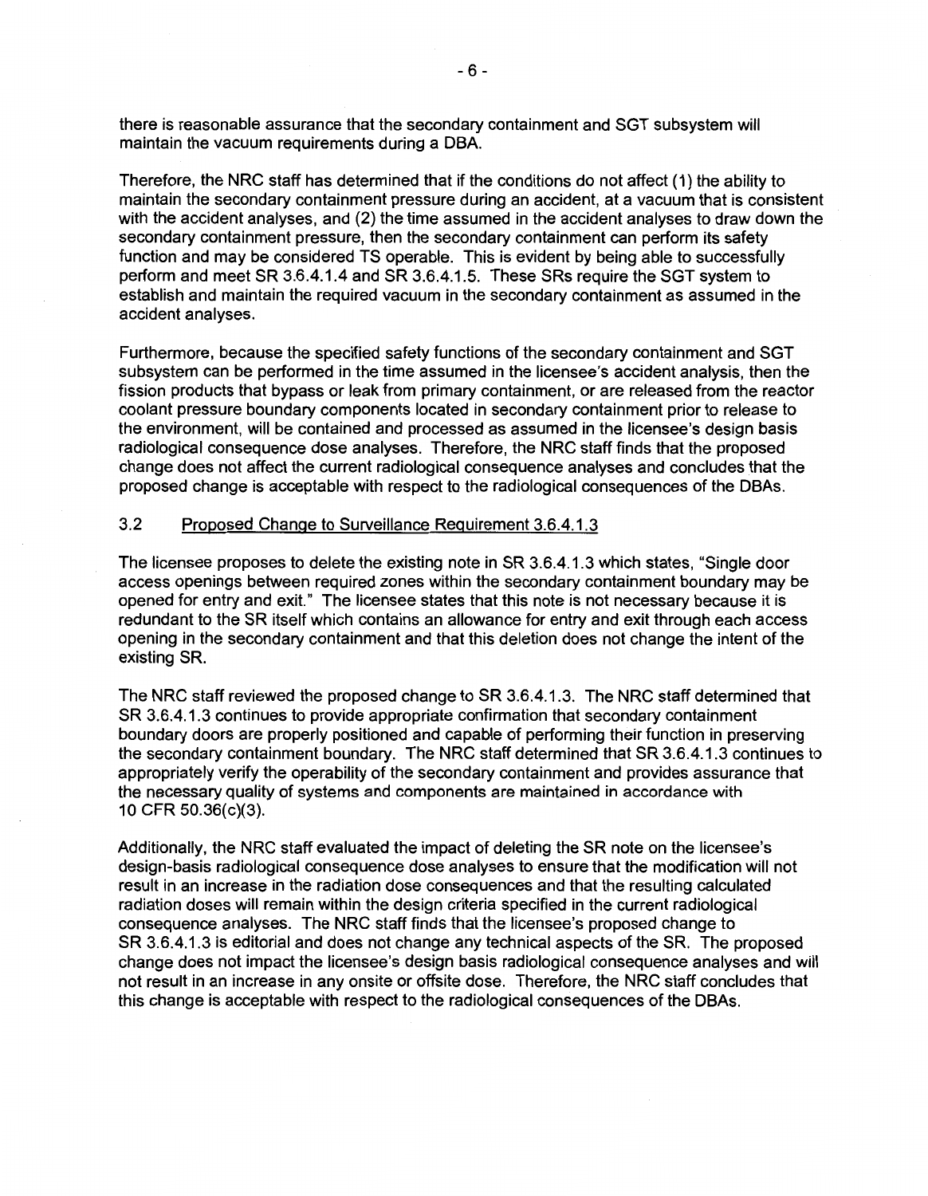there is reasonable assurance that the secondary containment and SGT subsystem will maintain the vacuum requirements during a DBA.

Therefore, the NRC staff has determined that if the conditions do not affect (1) the ability to maintain the secondary containment pressure during an accident, at a vacuum that is consistent with the accident analyses, and (2) the time assumed in the accident analyses to draw down the secondary containment pressure, then the secondary containment can perform its safety function and may be considered TS operable. This is evident by being able to successfully perform and meet SR 3.6.4.1.4 and SR 3.6.4.1.5. These SRs require the SGT system to establish and maintain the required vacuum in the secondary containment as assumed in the accident analyses.

Furthermore, because the specified safety functions of the secondary containment and SGT subsystem can be performed in the time assumed in the licensee's accident analysis, then the fission products that bypass or leak from primary containment, or are released from the reactor coolant pressure boundary components located in secondary containment prior to release to the environment, will be contained and processed as assumed in the licensee's design basis radiological consequence dose analyses. Therefore, the NRC staff finds that the proposed change does not affect the current radiological consequence analyses and concludes that the proposed change is acceptable with respect to the radiological consequences of the DBAs.

### 3.2 Proposed Change to Surveillance Requirement 3.6.4.1.3

The licensee proposes to delete the existing note in SR 3.6.4.1.3 which states, "Single door access openings between required zones within the secondary containment boundary may be opened for entry and exit." The licensee states that this note is not necessary because it is redundant to the SR itself which contains an allowance for entry and exit through each access opening in the secondary containment and that this deletion does not change the intent of the existing SR.

The NRC staff reviewed the proposed change to SR 3.6.4.1.3. The NRC staff determined that SR 3.6.4.1.3 continues to provide appropriate confirmation that secondary containment boundary doors are properly positioned and capable of performing their function in preserving the secondary containment boundary. The NRC staff determined that SR 3.6.4.1.3 continues to appropriately verify the operability of the secondary containment and provides assurance that the necessary quality of systems and components are maintained in accordance with 10 CFR 50.36(c)(3).

Additionally, the NRC staff evaluated the impact of deleting the SR note on the licensee's design-basis radiological consequence dose analyses to ensure that the modification will not result in an increase in the radiation dose consequences and that the resulting calculated radiation doses will remain within the design criteria specified in the current radiological consequence analyses. The NRC staff finds that the licensee's proposed change to SR 3.6.4.1.3 is editorial and does not change any technical aspects of the SR. The proposed change does not impact the licensee's design basis radiological consequence analyses and will not result in an increase in any onsite or offsite dose. Therefore, the NRC staff concludes that this change is acceptable with respect to the radiological consequences of the DBAs.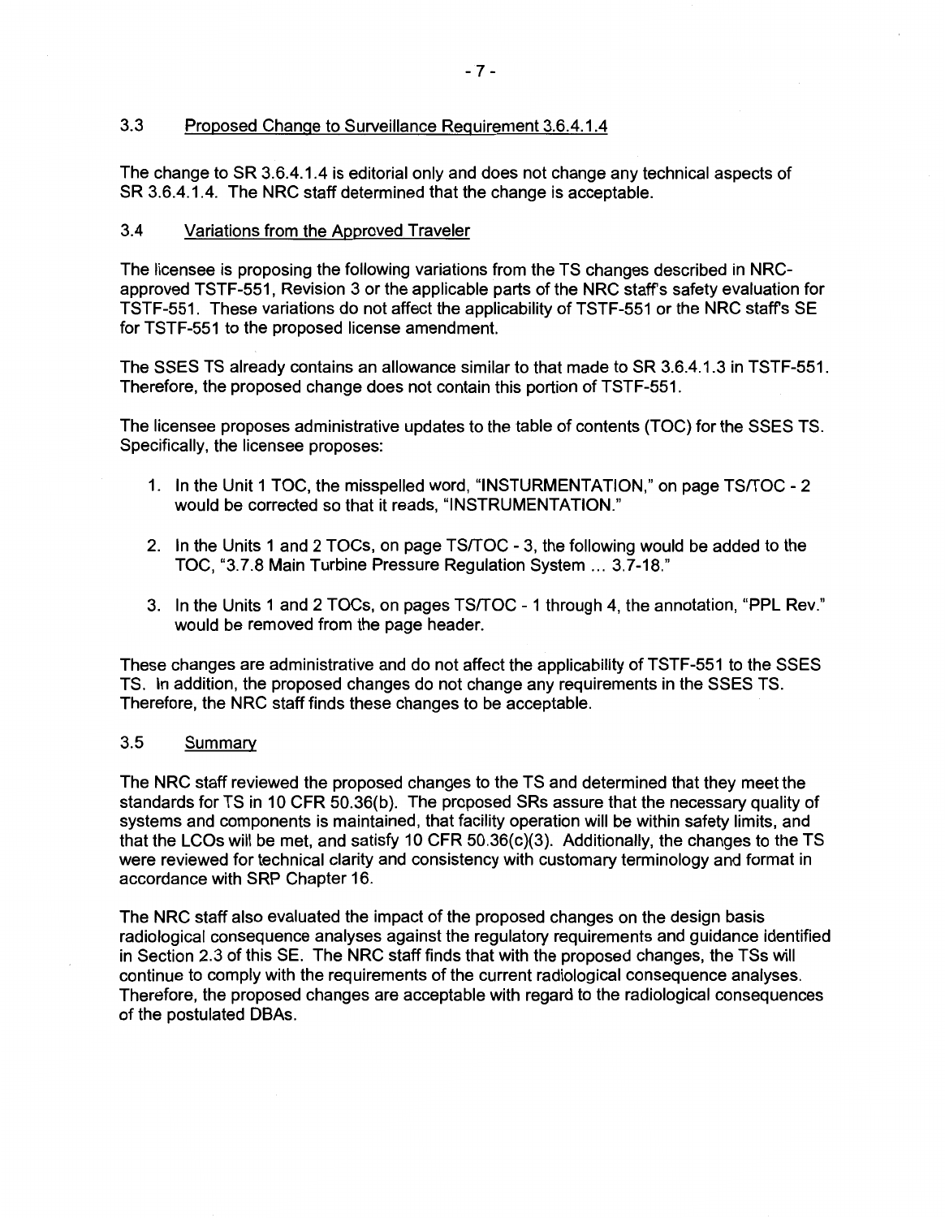### 3.3 Proposed Change to Surveillance Requirement 3.6.4.1.4

The change to SR 3.6.4.1.4 is editorial only and does not change any technical aspects of SR 3.6.4.1.4. The NRC staff determined that the change is acceptable.

### 3.4 Variations from the Approved Traveler

The licensee is proposing the following variations from the TS changes described in NRC-approved TSTF-551, Revision 3 or the applicable parts of the NRC staff's safety evaluation for TSTF-551. These variations do not affect the applicability of TSTF-551 or the NRC staff's SE for TSTF-551 to the proposed license amendment.

The SSES TS already contains an allowance similar to that made to SR 3.6.4.1.3 in TSTF-551. Therefore, the proposed change does not contain this portion of TSTF-551.

The licensee proposes administrative updates to the table of contents (TOC) for the SSES TS. Specifically, the licensee proposes:

1. In the Unit 1 TOC, the misspelled word, "INSTURMENTATION," on page TS/TOC - 2 would be corrected so that it reads, "INSTRUMENTATION."
2. In the Units 1 and 2 TOCs, on page TS/TOC - 3, the following would be added to the TOC, "3.7.8 Main Turbine Pressure Regulation System ... 3.7-18."
3. In the Units 1 and 2 TOCs, on pages TS/TOC - 1 through 4, the annotation, "PPL Rev." would be removed from the page header.

These changes are administrative and do not affect the applicability of TSTF-551 to the SSES TS. In addition, the proposed changes do not change any requirements in the SSES TS. Therefore, the NRC staff finds these changes to be acceptable.

### 3.5 Summary

The NRC staff reviewed the proposed changes to the TS and determined that they meet the standards for TS in 10 CFR 50.36(b). The proposed SRs assure that the necessary quality of systems and components is maintained, that facility operation will be within safety limits, and that the LCOs will be met, and satisfy 10 CFR 50.36(c)(3). Additionally, the changes to the TS were reviewed for technical clarity and consistency with customary terminology and format in accordance with SRP Chapter 16.

The NRC staff also evaluated the impact of the proposed changes on the design basis radiological consequence analyses against the regulatory requirements and guidance identified in Section 2.3 of this SE. The NRC staff finds that with the proposed changes, the TSs will continue to comply with the requirements of the current radiological consequence analyses. Therefore, the proposed changes are acceptable with regard to the radiological consequences of the postulated DBAs.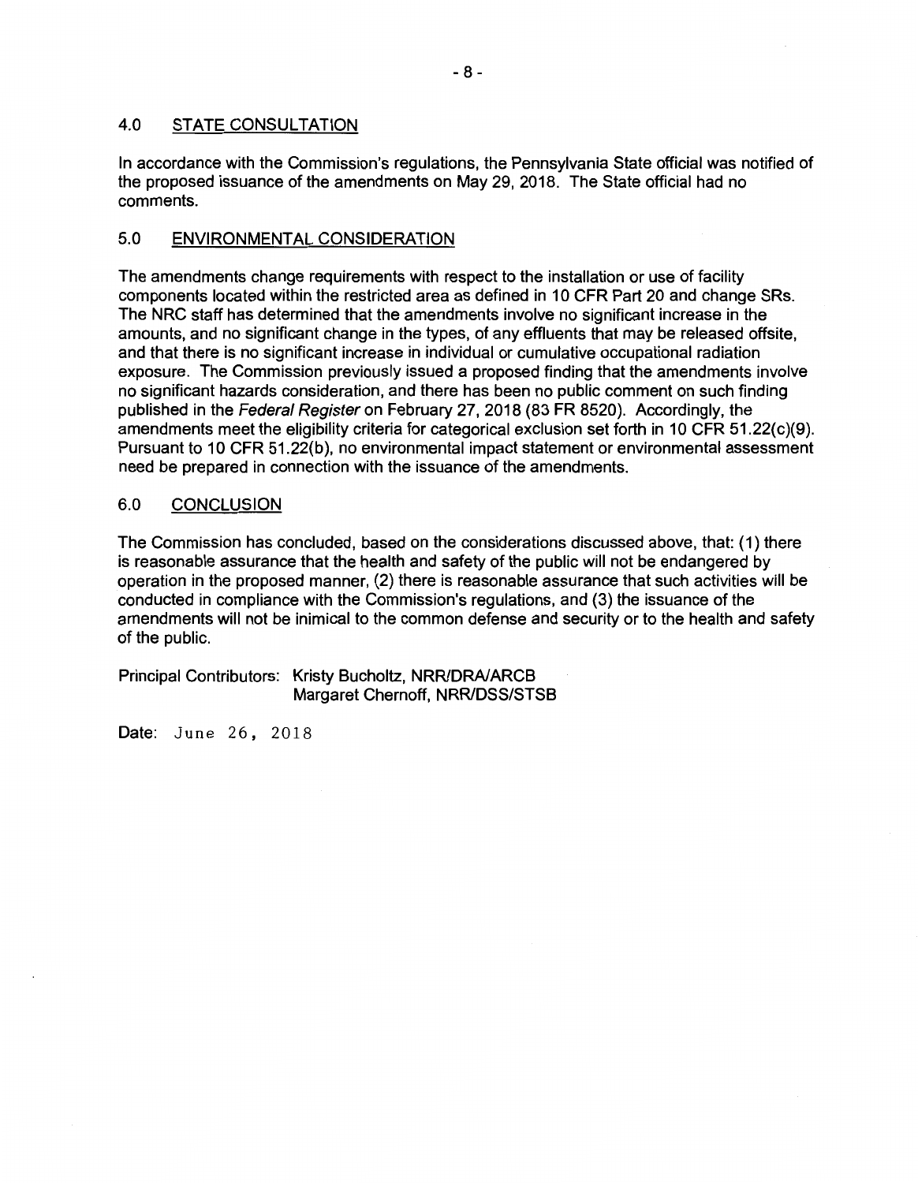## 4.0 STATE CONSULTATION

In accordance with the Commission's regulations, the Pennsylvania State official was notified of the proposed issuance of the amendments on May 29, 2018. The State official had no comments.

## 5.0 ENVIRONMENTAL CONSIDERATION

The amendments change requirements with respect to the installation or use of facility components located within the restricted area as defined in 10 CFR Part 20 and change SRs. The NRC staff has determined that the amendments involve no significant increase in the amounts, and no significant change in the types, of any effluents that may be released offsite, and that there is no significant increase in individual or cumulative occupational radiation exposure. The Commission previously issued a proposed finding that the amendments involve no significant hazards consideration, and there has been no public comment on such finding published in the *Federal Register* on February 27, 2018 (83 FR 8520). Accordingly, the amendments meet the eligibility criteria for categorical exclusion set forth in 10 CFR 51.22(c)(9). Pursuant to 10 CFR 51.22(b), no environmental impact statement or environmental assessment need be prepared in connection with the issuance of the amendments.

## 6.0 CONCLUSION

The Commission has concluded, based on the considerations discussed above, that: (1) there is reasonable assurance that the health and safety of the public will not be endangered by operation in the proposed manner, (2) there is reasonable assurance that such activities will be conducted in compliance with the Commission's regulations, and (3) the issuance of the amendments will not be inimical to the common defense and security or to the health and safety of the public.

Principal Contributors: Kristy Bucholtz, NRR/DRA/ARCB
Margaret Chernoff, NRR/DSS/STSB

Date: June 26, 2018